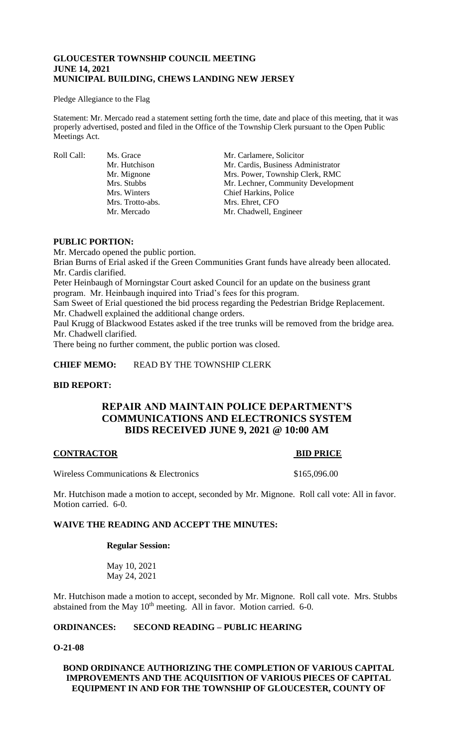# GLOUCESTER TOWNSHIP COUNCIL MEETING
# JUNE 14, 2021
# MUNICIPAL BUILDING, CHEWS LANDING NEW JERSEY

Pledge Allegiance to the Flag

Statement: Mr. Mercado read a statement setting forth the time, date and place of this meeting, that it was properly advertised, posted and filed in the Office of the Township Clerk pursuant to the Open Public Meetings Act.

| Roll Call: | | |
|---|---|---|
| | Ms. Grace | Mr. Carlamere, Solicitor |
| | Mr. Hutchison | Mr. Cardis, Business Administrator |
| | Mr. Mignone | Mrs. Power, Township Clerk, RMC |
| | Mrs. Stubbs | Mr. Lechner, Community Development |
| | Mrs. Winters | Chief Harkins, Police |
| | Mrs. Trotto-abs. | Mrs. Ehret, CFO |
| | Mr. Mercado | Mr. Chadwell, Engineer |

**PUBLIC PORTION:**

Mr. Mercado opened the public portion.

Brian Burns of Erial asked if the Green Communities Grant funds have already been allocated. Mr. Cardis clarified.

Peter Heinbaugh of Morningstar Court asked Council for an update on the business grant program. Mr. Heinbaugh inquired into Triad's fees for this program.

Sam Sweet of Erial questioned the bid process regarding the Pedestrian Bridge Replacement. Mr. Chadwell explained the additional change orders.

Paul Krugg of Blackwood Estates asked if the tree trunks will be removed from the bridge area. Mr. Chadwell clarified.

There being no further comment, the public portion was closed.

**CHIEF MEMO:** READ BY THE TOWNSHIP CLERK

**BID REPORT:**

## REPAIR AND MAINTAIN POLICE DEPARTMENT'S COMMUNICATIONS AND ELECTRONICS SYSTEM BIDS RECEIVED JUNE 9, 2021 @ 10:00 AM

| CONTRACTOR | BID PRICE |
|---|---|
| Wireless Communications & Electronics | $165,096.00 |

Mr. Hutchison made a motion to accept, seconded by Mr. Mignone. Roll call vote: All in favor. Motion carried. 6-0.

**WAIVE THE READING AND ACCEPT THE MINUTES:**

**Regular Session:**

May 10, 2021
May 24, 2021

Mr. Hutchison made a motion to accept, seconded by Mr. Mignone. Roll call vote. Mrs. Stubbs abstained from the May 10th meeting. All in favor. Motion carried. 6-0.

**ORDINANCES: SECOND READING – PUBLIC HEARING**

**O-21-08**

**BOND ORDINANCE AUTHORIZING THE COMPLETION OF VARIOUS CAPITAL IMPROVEMENTS AND THE ACQUISITION OF VARIOUS PIECES OF CAPITAL EQUIPMENT IN AND FOR THE TOWNSHIP OF GLOUCESTER, COUNTY OF**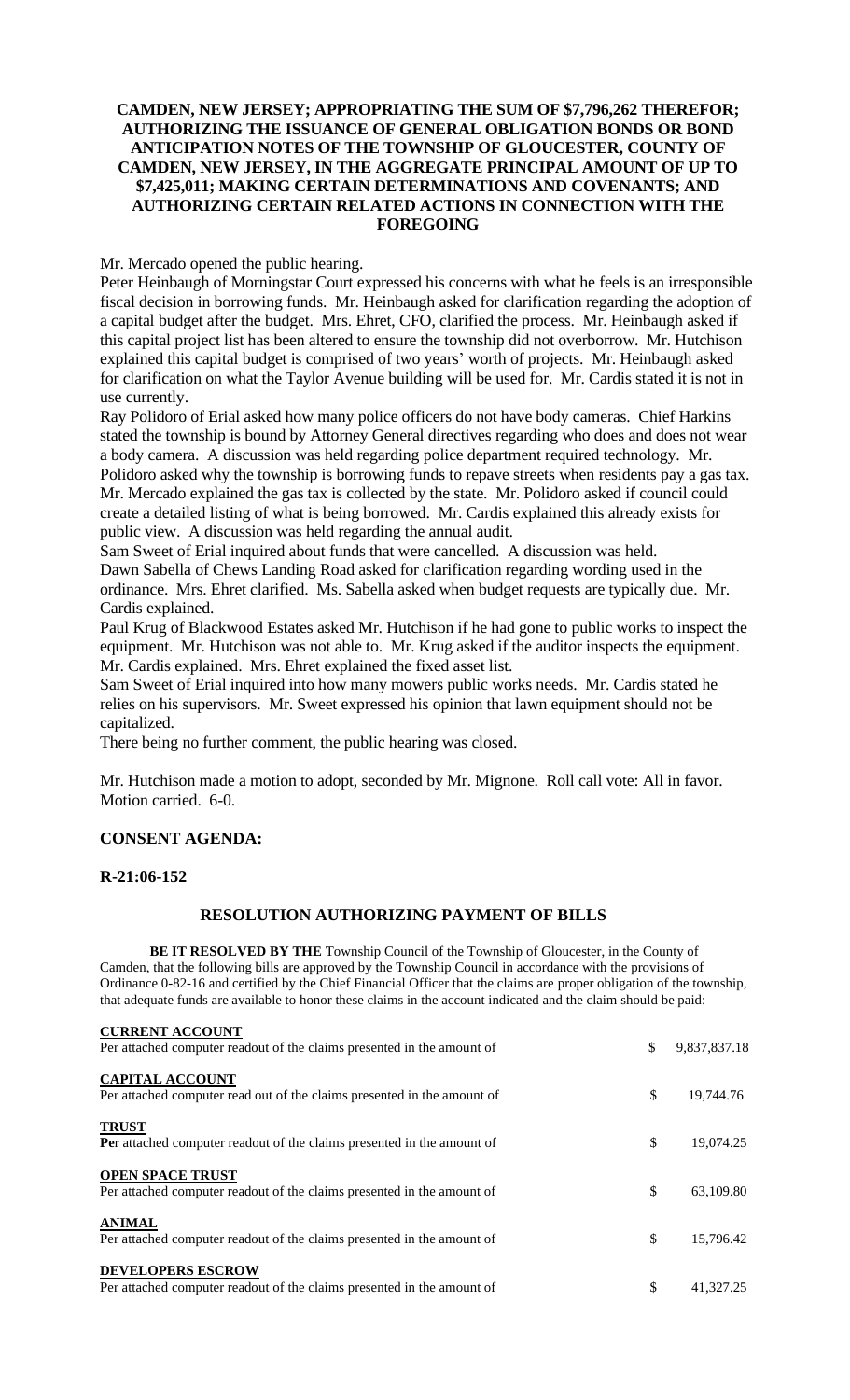**CAMDEN, NEW JERSEY; APPROPRIATING THE SUM OF $7,796,262 THEREFOR; AUTHORIZING THE ISSUANCE OF GENERAL OBLIGATION BONDS OR BOND ANTICIPATION NOTES OF THE TOWNSHIP OF GLOUCESTER, COUNTY OF CAMDEN, NEW JERSEY, IN THE AGGREGATE PRINCIPAL AMOUNT OF UP TO $7,425,011; MAKING CERTAIN DETERMINATIONS AND COVENANTS; AND AUTHORIZING CERTAIN RELATED ACTIONS IN CONNECTION WITH THE FOREGOING**

Mr. Mercado opened the public hearing.

Peter Heinbaugh of Morningstar Court expressed his concerns with what he feels is an irresponsible fiscal decision in borrowing funds. Mr. Heinbaugh asked for clarification regarding the adoption of a capital budget after the budget. Mrs. Ehret, CFO, clarified the process. Mr. Heinbaugh asked if this capital project list has been altered to ensure the township did not overborrow. Mr. Hutchison explained this capital budget is comprised of two years' worth of projects. Mr. Heinbaugh asked for clarification on what the Taylor Avenue building will be used for. Mr. Cardis stated it is not in use currently.

Ray Polidoro of Erial asked how many police officers do not have body cameras. Chief Harkins stated the township is bound by Attorney General directives regarding who does and does not wear a body camera. A discussion was held regarding police department required technology. Mr. Polidoro asked why the township is borrowing funds to repave streets when residents pay a gas tax. Mr. Mercado explained the gas tax is collected by the state. Mr. Polidoro asked if council could create a detailed listing of what is being borrowed. Mr. Cardis explained this already exists for public view. A discussion was held regarding the annual audit.

Sam Sweet of Erial inquired about funds that were cancelled. A discussion was held.

Dawn Sabella of Chews Landing Road asked for clarification regarding wording used in the ordinance. Mrs. Ehret clarified. Ms. Sabella asked when budget requests are typically due. Mr. Cardis explained.

Paul Krug of Blackwood Estates asked Mr. Hutchison if he had gone to public works to inspect the equipment. Mr. Hutchison was not able to. Mr. Krug asked if the auditor inspects the equipment. Mr. Cardis explained. Mrs. Ehret explained the fixed asset list.

Sam Sweet of Erial inquired into how many mowers public works needs. Mr. Cardis stated he relies on his supervisors. Mr. Sweet expressed his opinion that lawn equipment should not be capitalized.

There being no further comment, the public hearing was closed.

Mr. Hutchison made a motion to adopt, seconded by Mr. Mignone. Roll call vote: All in favor. Motion carried. 6-0.

## CONSENT AGENDA:

**R-21:06-152**

### RESOLUTION AUTHORIZING PAYMENT OF BILLS

**BE IT RESOLVED BY THE** Township Council of the Township of Gloucester, in the County of Camden, that the following bills are approved by the Township Council in accordance with the provisions of Ordinance 0-82-16 and certified by the Chief Financial Officer that the claims are proper obligation of the township, that adequate funds are available to honor these claims in the account indicated and the claim should be paid:

| | | |
|---|---|---|
| **CURRENT ACCOUNT**<br>Per attached computer readout of the claims presented in the amount of | $ | 9,837,837.18 |
| **CAPITAL ACCOUNT**<br>Per attached computer read out of the claims presented in the amount of | $ | 19,744.76 |
| **TRUST**<br>**Pe**r attached computer readout of the claims presented in the amount of | $ | 19,074.25 |
| **OPEN SPACE TRUST**<br>Per attached computer readout of the claims presented in the amount of | $ | 63,109.80 |
| **ANIMAL**<br>Per attached computer readout of the claims presented in the amount of | $ | 15,796.42 |
| **DEVELOPERS ESCROW**<br>Per attached computer readout of the claims presented in the amount of | $ | 41,327.25 |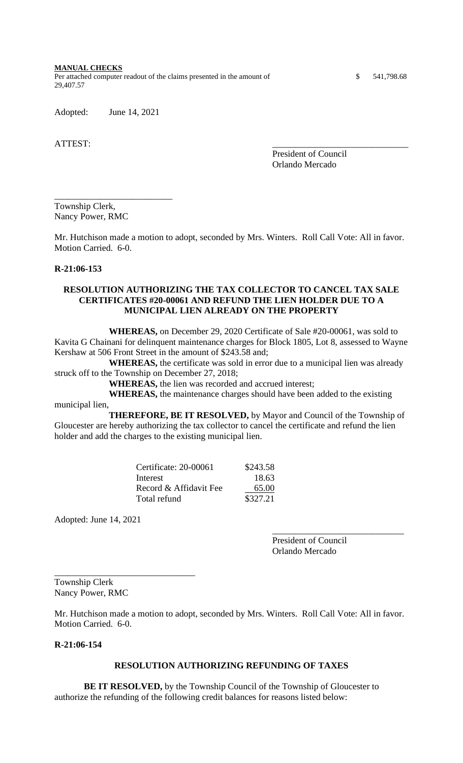**MANUAL CHECKS**
Per attached computer readout of the claims presented in the amount of $ 541,798.68
29,407.57

Adopted: June 14, 2021

ATTEST:

\_\_\_\_\_\_\_\_\_\_\_\_\_\_\_\_\_\_\_\_\_\_\_\_\_\_\_\_\_\_
President of Council
Orlando Mercado

\_\_\_\_\_\_\_\_\_\_\_\_\_\_\_\_\_\_\_\_\_\_\_\_\_\_
Township Clerk,
Nancy Power, RMC

Mr. Hutchison made a motion to adopt, seconded by Mrs. Winters. Roll Call Vote: All in favor. Motion Carried. 6-0.

**R-21:06-153**

**RESOLUTION AUTHORIZING THE TAX COLLECTOR TO CANCEL TAX SALE CERTIFICATES #20-00061 AND REFUND THE LIEN HOLDER DUE TO A MUNICIPAL LIEN ALREADY ON THE PROPERTY**

**WHEREAS,** on December 29, 2020 Certificate of Sale #20-00061, was sold to Kavita G Chainani for delinquent maintenance charges for Block 1805, Lot 8, assessed to Wayne Kershaw at 506 Front Street in the amount of $243.58 and;

**WHEREAS,** the certificate was sold in error due to a municipal lien was already struck off to the Township on December 27, 2018;

**WHEREAS,** the lien was recorded and accrued interest;

**WHEREAS,** the maintenance charges should have been added to the existing municipal lien,

**THEREFORE, BE IT RESOLVED,** by Mayor and Council of the Township of Gloucester are hereby authorizing the tax collector to cancel the certificate and refund the lien holder and add the charges to the existing municipal lien.

| | |
|---|---|
| Certificate: 20-00061 | $243.58 |
| Interest | 18.63 |
| Record & Affidavit Fee | 65.00 |
| Total refund | $327.21 |

Adopted: June 14, 2021

\_\_\_\_\_\_\_\_\_\_\_\_\_\_\_\_\_\_\_\_\_\_\_\_\_\_\_\_\_\_
President of Council
Orlando Mercado

\_\_\_\_\_\_\_\_\_\_\_\_\_\_\_\_\_\_\_\_\_\_\_\_\_\_\_\_\_\_
Township Clerk
Nancy Power, RMC

Mr. Hutchison made a motion to adopt, seconded by Mrs. Winters. Roll Call Vote: All in favor. Motion Carried. 6-0.

**R-21:06-154**

**RESOLUTION AUTHORIZING REFUNDING OF TAXES**

**BE IT RESOLVED,** by the Township Council of the Township of Gloucester to authorize the refunding of the following credit balances for reasons listed below: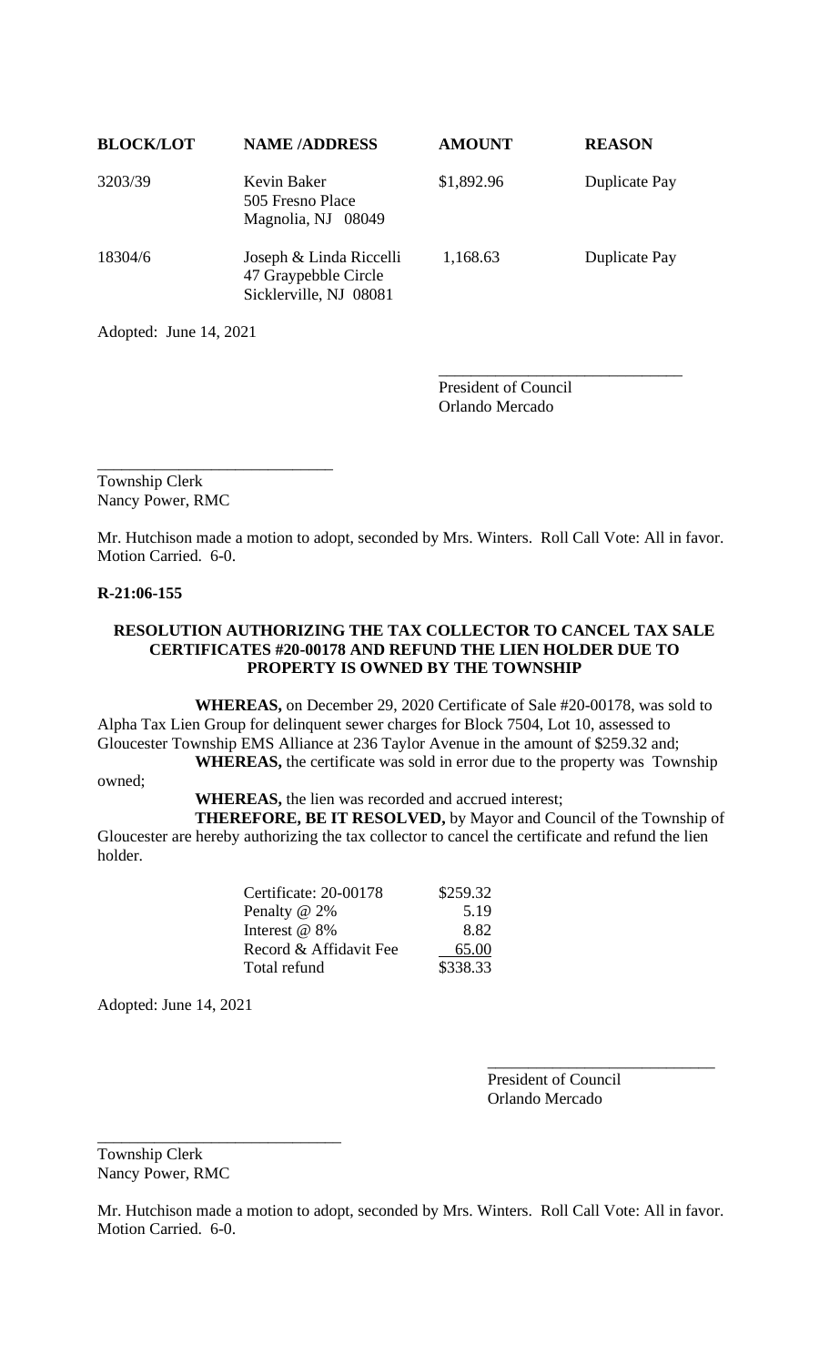| BLOCK/LOT | NAME /ADDRESS | AMOUNT | REASON |
|---|---|---|---|
| 3203/39 | Kevin Baker<br>505 Fresno Place<br>Magnolia, NJ 08049 | $1,892.96 | Duplicate Pay |
| 18304/6 | Joseph & Linda Riccelli<br>47 Graypebble Circle<br>Sicklerville, NJ 08081 | 1,168.63 | Duplicate Pay |

Adopted: June 14, 2021

______________________________
President of Council
Orlando Mercado

______________________________
Township Clerk
Nancy Power, RMC

Mr. Hutchison made a motion to adopt, seconded by Mrs. Winters. Roll Call Vote: All in favor. Motion Carried. 6-0.

**R-21:06-155**

**RESOLUTION AUTHORIZING THE TAX COLLECTOR TO CANCEL TAX SALE CERTIFICATES #20-00178 AND REFUND THE LIEN HOLDER DUE TO PROPERTY IS OWNED BY THE TOWNSHIP**

**WHEREAS,** on December 29, 2020 Certificate of Sale #20-00178, was sold to Alpha Tax Lien Group for delinquent sewer charges for Block 7504, Lot 10, assessed to Gloucester Township EMS Alliance at 236 Taylor Avenue in the amount of $259.32 and;

**WHEREAS,** the certificate was sold in error due to the property was Township owned;

**WHEREAS,** the lien was recorded and accrued interest;

**THEREFORE, BE IT RESOLVED,** by Mayor and Council of the Township of Gloucester are hereby authorizing the tax collector to cancel the certificate and refund the lien holder.

| | |
|---|---|
| Certificate: 20-00178 | $259.32 |
| Penalty @ 2% | 5.19 |
| Interest @ 8% | 8.82 |
| Record & Affidavit Fee | 65.00 |
| Total refund | $338.33 |

Adopted: June 14, 2021

______________________________
President of Council
Orlando Mercado

______________________________
Township Clerk
Nancy Power, RMC

Mr. Hutchison made a motion to adopt, seconded by Mrs. Winters. Roll Call Vote: All in favor. Motion Carried. 6-0.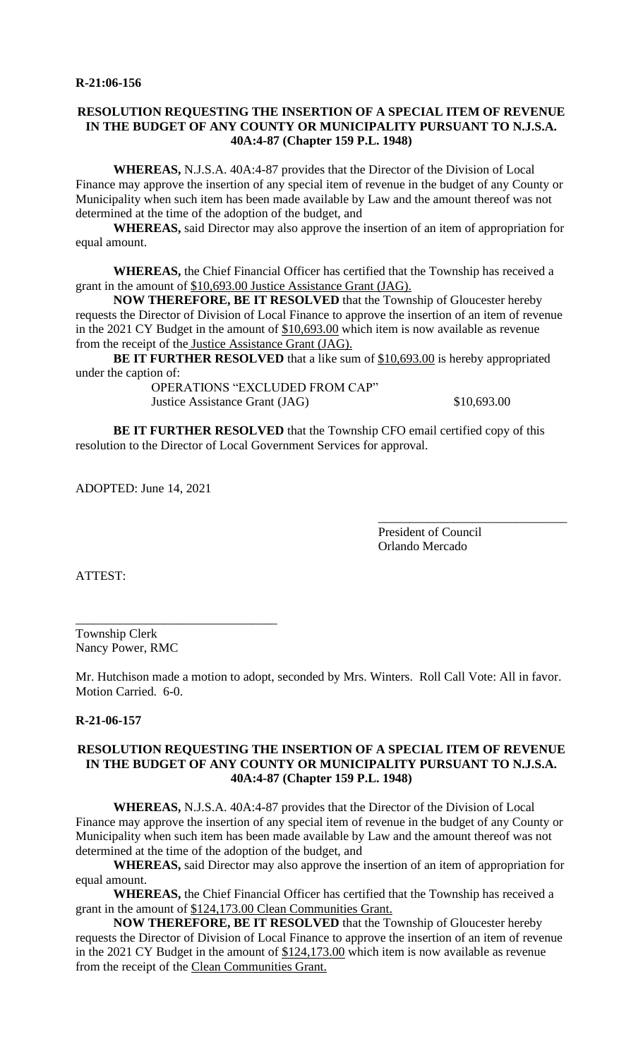**R-21:06-156**

**RESOLUTION REQUESTING THE INSERTION OF A SPECIAL ITEM OF REVENUE IN THE BUDGET OF ANY COUNTY OR MUNICIPALITY PURSUANT TO N.J.S.A. 40A:4-87 (Chapter 159 P.L. 1948)**

**WHEREAS,** N.J.S.A. 40A:4-87 provides that the Director of the Division of Local Finance may approve the insertion of any special item of revenue in the budget of any County or Municipality when such item has been made available by Law and the amount thereof was not determined at the time of the adoption of the budget, and

**WHEREAS,** said Director may also approve the insertion of an item of appropriation for equal amount.

**WHEREAS,** the Chief Financial Officer has certified that the Township has received a grant in the amount of <u>$10,693.00 Justice Assistance Grant (JAG).</u>

**NOW THEREFORE, BE IT RESOLVED** that the Township of Gloucester hereby requests the Director of Division of Local Finance to approve the insertion of an item of revenue in the 2021 CY Budget in the amount of <u>$10,693.00</u> which item is now available as revenue from the receipt of the <u>Justice Assistance Grant (JAG).</u>

**BE IT FURTHER RESOLVED** that a like sum of <u>$10,693.00</u> is hereby appropriated under the caption of:

OPERATIONS "EXCLUDED FROM CAP"
Justice Assistance Grant (JAG) $10,693.00

**BE IT FURTHER RESOLVED** that the Township CFO email certified copy of this resolution to the Director of Local Government Services for approval.

ADOPTED: June 14, 2021

\_\_\_\_\_\_\_\_\_\_\_\_\_\_\_\_\_\_\_\_\_\_\_\_\_\_\_\_\_\_
President of Council
Orlando Mercado

ATTEST:

\_\_\_\_\_\_\_\_\_\_\_\_\_\_\_\_\_\_\_\_\_\_\_\_\_\_\_\_\_\_
Township Clerk
Nancy Power, RMC

Mr. Hutchison made a motion to adopt, seconded by Mrs. Winters. Roll Call Vote: All in favor. Motion Carried. 6-0.

**R-21-06-157**

**RESOLUTION REQUESTING THE INSERTION OF A SPECIAL ITEM OF REVENUE IN THE BUDGET OF ANY COUNTY OR MUNICIPALITY PURSUANT TO N.J.S.A. 40A:4-87 (Chapter 159 P.L. 1948)**

**WHEREAS,** N.J.S.A. 40A:4-87 provides that the Director of the Division of Local Finance may approve the insertion of any special item of revenue in the budget of any County or Municipality when such item has been made available by Law and the amount thereof was not determined at the time of the adoption of the budget, and

**WHEREAS,** said Director may also approve the insertion of an item of appropriation for equal amount.

**WHEREAS,** the Chief Financial Officer has certified that the Township has received a grant in the amount of <u>$124,173.00 Clean Communities Grant.</u>

**NOW THEREFORE, BE IT RESOLVED** that the Township of Gloucester hereby requests the Director of Division of Local Finance to approve the insertion of an item of revenue in the 2021 CY Budget in the amount of <u>$124,173.00</u> which item is now available as revenue from the receipt of the <u>Clean Communities Grant.</u>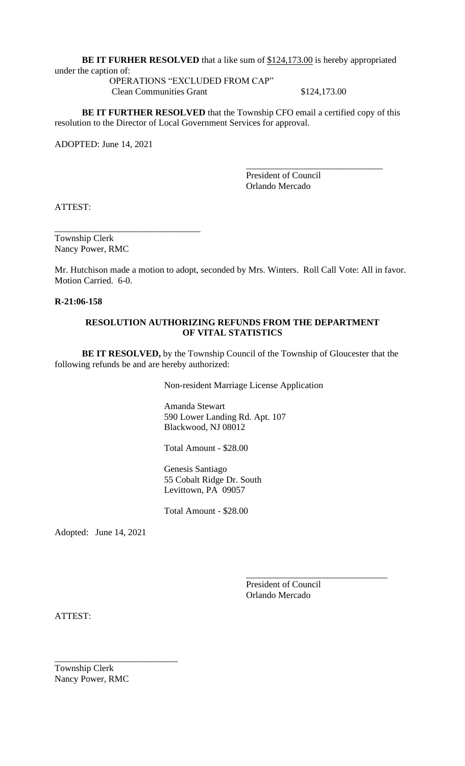**BE IT FURHER RESOLVED** that a like sum of $124,173.00 is hereby appropriated under the caption of:

OPERATIONS "EXCLUDED FROM CAP"
Clean Communities Grant $124,173.00

**BE IT FURTHER RESOLVED** that the Township CFO email a certified copy of this resolution to the Director of Local Government Services for approval.

ADOPTED: June 14, 2021

______________________________
President of Council
Orlando Mercado

ATTEST:

________________________________
Township Clerk
Nancy Power, RMC

Mr. Hutchison made a motion to adopt, seconded by Mrs. Winters. Roll Call Vote: All in favor. Motion Carried. 6-0.

**R-21:06-158**

**RESOLUTION AUTHORIZING REFUNDS FROM THE DEPARTMENT OF VITAL STATISTICS**

**BE IT RESOLVED,** by the Township Council of the Township of Gloucester that the following refunds be and are hereby authorized:

Non-resident Marriage License Application

Amanda Stewart
590 Lower Landing Rd. Apt. 107
Blackwood, NJ 08012

Total Amount - $28.00

Genesis Santiago
55 Cobalt Ridge Dr. South
Levittown, PA 09057

Total Amount - $28.00

Adopted: June 14, 2021

_______________________________
President of Council
Orlando Mercado

ATTEST:

___________________________
Township Clerk
Nancy Power, RMC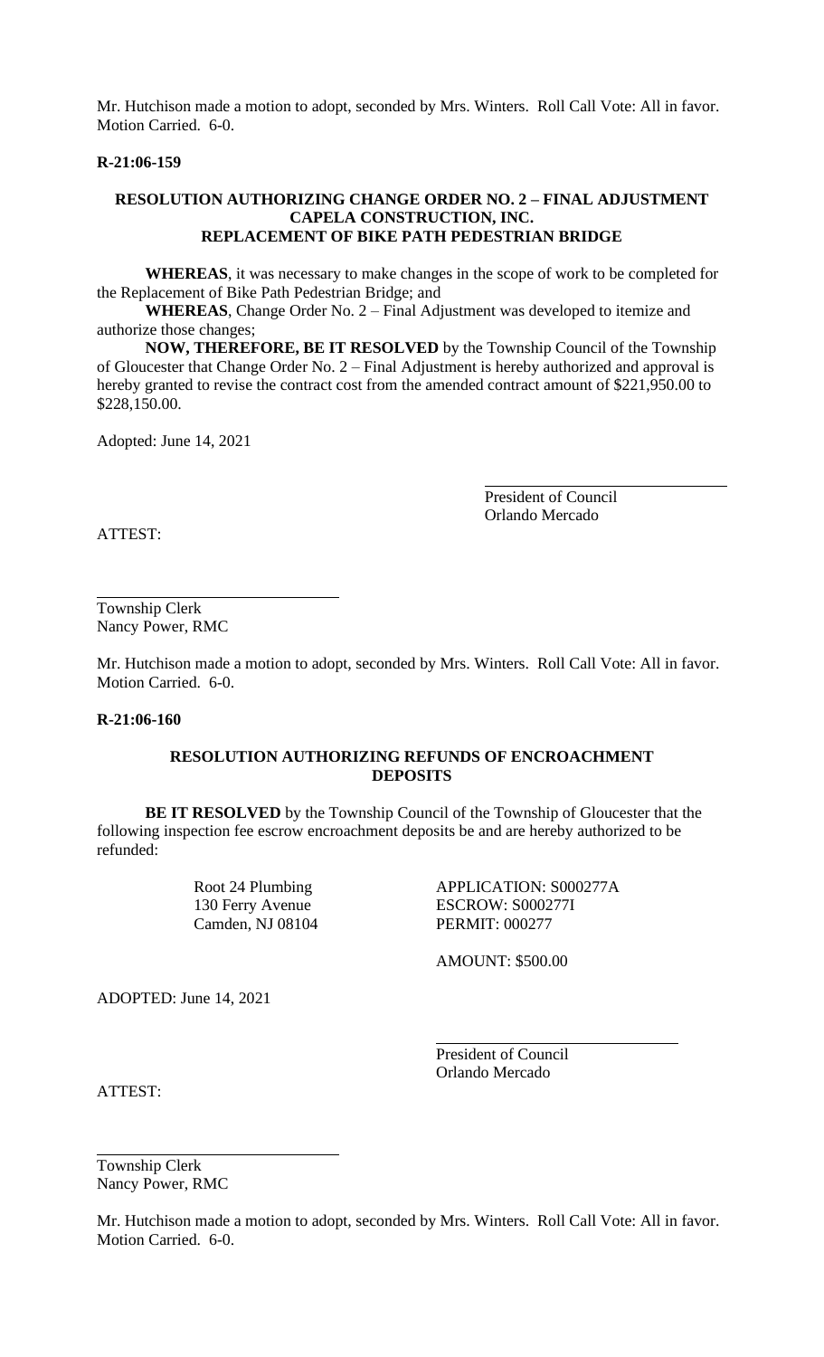Mr. Hutchison made a motion to adopt, seconded by Mrs. Winters. Roll Call Vote: All in favor. Motion Carried. 6-0.

**R-21:06-159**

**RESOLUTION AUTHORIZING CHANGE ORDER NO. 2 – FINAL ADJUSTMENT CAPELA CONSTRUCTION, INC. REPLACEMENT OF BIKE PATH PEDESTRIAN BRIDGE**

**WHEREAS**, it was necessary to make changes in the scope of work to be completed for the Replacement of Bike Path Pedestrian Bridge; and

**WHEREAS**, Change Order No. 2 – Final Adjustment was developed to itemize and authorize those changes;

**NOW, THEREFORE, BE IT RESOLVED** by the Township Council of the Township of Gloucester that Change Order No. 2 – Final Adjustment is hereby authorized and approval is hereby granted to revise the contract cost from the amended contract amount of $221,950.00 to $228,150.00.

Adopted: June 14, 2021

President of Council
Orlando Mercado

ATTEST:

Township Clerk
Nancy Power, RMC

Mr. Hutchison made a motion to adopt, seconded by Mrs. Winters. Roll Call Vote: All in favor. Motion Carried. 6-0.

**R-21:06-160**

**RESOLUTION AUTHORIZING REFUNDS OF ENCROACHMENT DEPOSITS**

**BE IT RESOLVED** by the Township Council of the Township of Gloucester that the following inspection fee escrow encroachment deposits be and are hereby authorized to be refunded:

Root 24 Plumbing
130 Ferry Avenue
Camden, NJ 08104

APPLICATION: S000277A
ESCROW: S000277I
PERMIT: 000277

AMOUNT: $500.00

ADOPTED: June 14, 2021

President of Council
Orlando Mercado

ATTEST:

Township Clerk
Nancy Power, RMC

Mr. Hutchison made a motion to adopt, seconded by Mrs. Winters. Roll Call Vote: All in favor. Motion Carried. 6-0.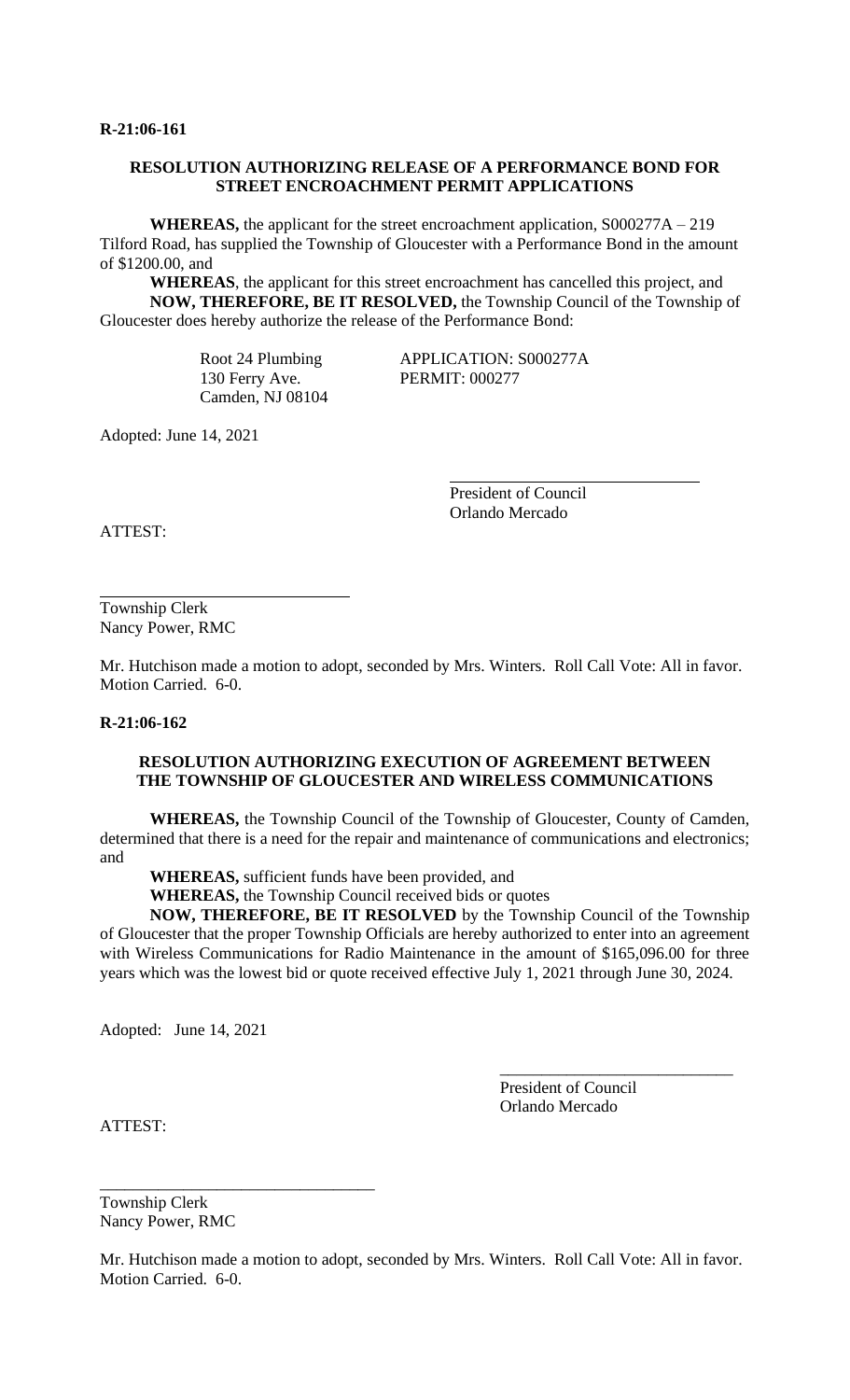**R-21:06-161**

**RESOLUTION AUTHORIZING RELEASE OF A PERFORMANCE BOND FOR STREET ENCROACHMENT PERMIT APPLICATIONS**

**WHEREAS,** the applicant for the street encroachment application, S000277A – 219 Tilford Road, has supplied the Township of Gloucester with a Performance Bond in the amount of $1200.00, and

**WHEREAS**, the applicant for this street encroachment has cancelled this project, and

**NOW, THEREFORE, BE IT RESOLVED,** the Township Council of the Township of Gloucester does hereby authorize the release of the Performance Bond:

Root 24 Plumbing
130 Ferry Ave.
Camden, NJ 08104

APPLICATION: S000277A
PERMIT: 000277

Adopted: June 14, 2021

President of Council
Orlando Mercado

ATTEST:

Township Clerk
Nancy Power, RMC

Mr. Hutchison made a motion to adopt, seconded by Mrs. Winters. Roll Call Vote: All in favor. Motion Carried. 6-0.

**R-21:06-162**

**RESOLUTION AUTHORIZING EXECUTION OF AGREEMENT BETWEEN THE TOWNSHIP OF GLOUCESTER AND WIRELESS COMMUNICATIONS**

**WHEREAS,** the Township Council of the Township of Gloucester, County of Camden, determined that there is a need for the repair and maintenance of communications and electronics; and

**WHEREAS,** sufficient funds have been provided, and

**WHEREAS,** the Township Council received bids or quotes

**NOW, THEREFORE, BE IT RESOLVED** by the Township Council of the Township of Gloucester that the proper Township Officials are hereby authorized to enter into an agreement with Wireless Communications for Radio Maintenance in the amount of $165,096.00 for three years which was the lowest bid or quote received effective July 1, 2021 through June 30, 2024.

Adopted: June 14, 2021

President of Council
Orlando Mercado

ATTEST:

Township Clerk
Nancy Power, RMC

Mr. Hutchison made a motion to adopt, seconded by Mrs. Winters. Roll Call Vote: All in favor. Motion Carried. 6-0.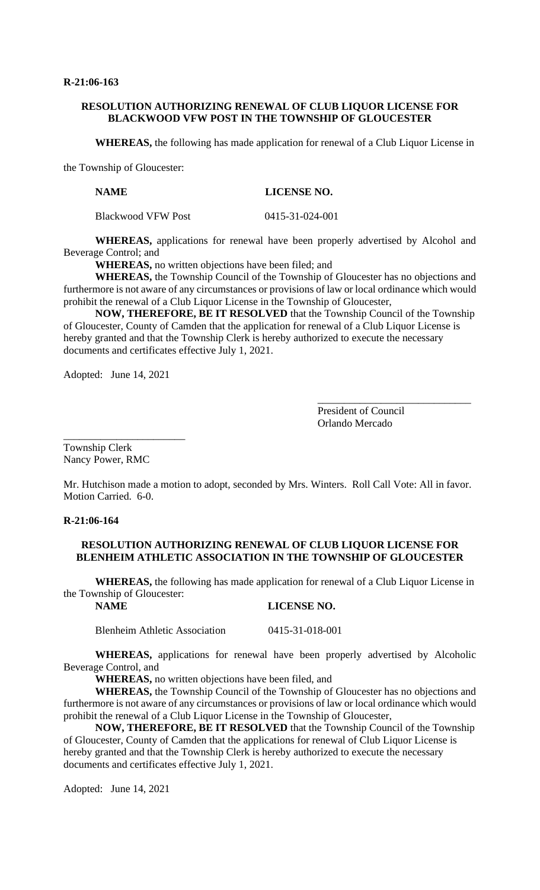**R-21:06-163**

**RESOLUTION AUTHORIZING RENEWAL OF CLUB LIQUOR LICENSE FOR BLACKWOOD VFW POST IN THE TOWNSHIP OF GLOUCESTER**

**WHEREAS,** the following has made application for renewal of a Club Liquor License in the Township of Gloucester:

| **NAME** | **LICENSE NO.** |
|---|---|
| Blackwood VFW Post | 0415-31-024-001 |

**WHEREAS,** applications for renewal have been properly advertised by Alcohol and Beverage Control; and

**WHEREAS,** no written objections have been filed; and

**WHEREAS,** the Township Council of the Township of Gloucester has no objections and furthermore is not aware of any circumstances or provisions of law or local ordinance which would prohibit the renewal of a Club Liquor License in the Township of Gloucester,

**NOW, THEREFORE, BE IT RESOLVED** that the Township Council of the Township of Gloucester, County of Camden that the application for renewal of a Club Liquor License is hereby granted and that the Township Clerk is hereby authorized to execute the necessary documents and certificates effective July 1, 2021.

Adopted: June 14, 2021

\_\_\_\_\_\_\_\_\_\_\_\_\_\_\_\_\_\_\_\_\_\_\_\_\_\_\_\_\_\_
President of Council
Orlando Mercado

\_\_\_\_\_\_\_\_\_\_\_\_\_\_\_\_\_\_\_\_\_\_\_\_
Township Clerk
Nancy Power, RMC

Mr. Hutchison made a motion to adopt, seconded by Mrs. Winters. Roll Call Vote: All in favor. Motion Carried. 6-0.

**R-21:06-164**

**RESOLUTION AUTHORIZING RENEWAL OF CLUB LIQUOR LICENSE FOR BLENHEIM ATHLETIC ASSOCIATION IN THE TOWNSHIP OF GLOUCESTER**

**WHEREAS,** the following has made application for renewal of a Club Liquor License in the Township of Gloucester:

| **NAME** | **LICENSE NO.** |
|---|---|
| Blenheim Athletic Association | 0415-31-018-001 |

**WHEREAS,** applications for renewal have been properly advertised by Alcoholic Beverage Control, and

**WHEREAS,** no written objections have been filed, and

**WHEREAS,** the Township Council of the Township of Gloucester has no objections and furthermore is not aware of any circumstances or provisions of law or local ordinance which would prohibit the renewal of a Club Liquor License in the Township of Gloucester,

**NOW, THEREFORE, BE IT RESOLVED** that the Township Council of the Township of Gloucester, County of Camden that the applications for renewal of Club Liquor License is hereby granted and that the Township Clerk is hereby authorized to execute the necessary documents and certificates effective July 1, 2021.

Adopted: June 14, 2021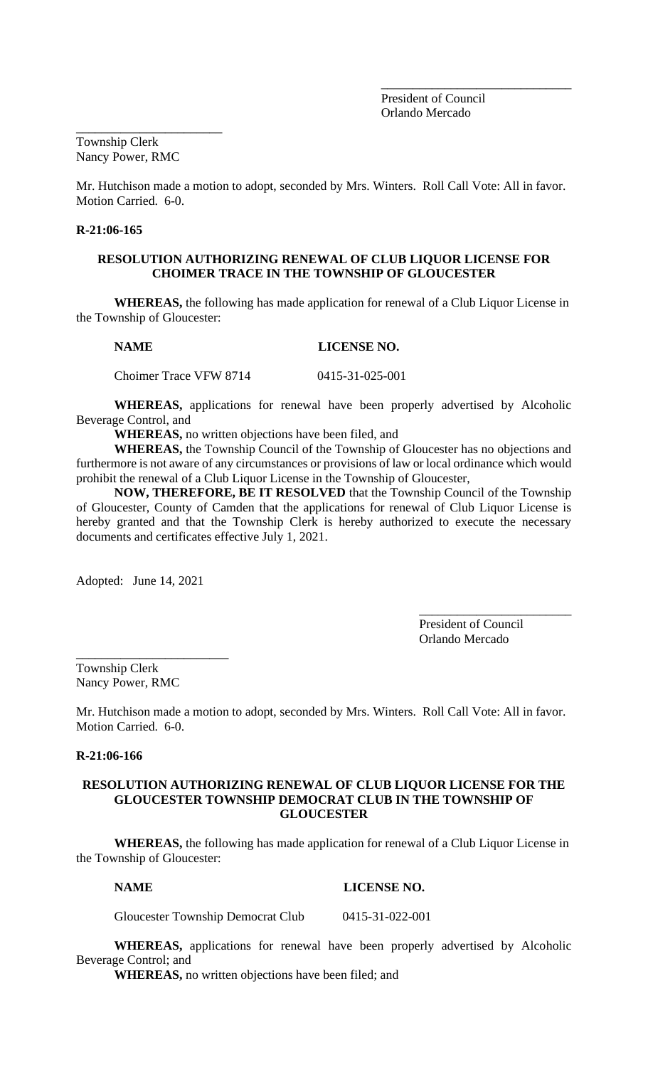\_\_\_\_\_\_\_\_\_\_\_\_\_\_\_\_\_\_\_\_\_\_\_\_\_\_\_\_\_\_
President of Council
Orlando Mercado

\_\_\_\_\_\_\_\_\_\_\_\_\_\_\_\_\_\_\_\_\_\_\_
Township Clerk
Nancy Power, RMC

Mr. Hutchison made a motion to adopt, seconded by Mrs. Winters. Roll Call Vote: All in favor. Motion Carried. 6-0.

**R-21:06-165**

**RESOLUTION AUTHORIZING RENEWAL OF CLUB LIQUOR LICENSE FOR CHOIMER TRACE IN THE TOWNSHIP OF GLOUCESTER**

**WHEREAS,** the following has made application for renewal of a Club Liquor License in the Township of Gloucester:

| NAME | LICENSE NO. |
|---|---|
| Choimer Trace VFW 8714 | 0415-31-025-001 |

**WHEREAS,** applications for renewal have been properly advertised by Alcoholic Beverage Control, and

**WHEREAS,** no written objections have been filed, and

**WHEREAS,** the Township Council of the Township of Gloucester has no objections and furthermore is not aware of any circumstances or provisions of law or local ordinance which would prohibit the renewal of a Club Liquor License in the Township of Gloucester,

**NOW, THEREFORE, BE IT RESOLVED** that the Township Council of the Township of Gloucester, County of Camden that the applications for renewal of Club Liquor License is hereby granted and that the Township Clerk is hereby authorized to execute the necessary documents and certificates effective July 1, 2021.

Adopted: June 14, 2021

\_\_\_\_\_\_\_\_\_\_\_\_\_\_\_\_\_\_\_\_\_\_\_\_
President of Council
Orlando Mercado

\_\_\_\_\_\_\_\_\_\_\_\_\_\_\_\_\_\_\_\_\_\_\_\_
Township Clerk
Nancy Power, RMC

Mr. Hutchison made a motion to adopt, seconded by Mrs. Winters. Roll Call Vote: All in favor. Motion Carried. 6-0.

**R-21:06-166**

**RESOLUTION AUTHORIZING RENEWAL OF CLUB LIQUOR LICENSE FOR THE GLOUCESTER TOWNSHIP DEMOCRAT CLUB IN THE TOWNSHIP OF GLOUCESTER**

**WHEREAS,** the following has made application for renewal of a Club Liquor License in the Township of Gloucester:

| NAME | LICENSE NO. |
|---|---|
| Gloucester Township Democrat Club | 0415-31-022-001 |

**WHEREAS,** applications for renewal have been properly advertised by Alcoholic Beverage Control; and

**WHEREAS,** no written objections have been filed; and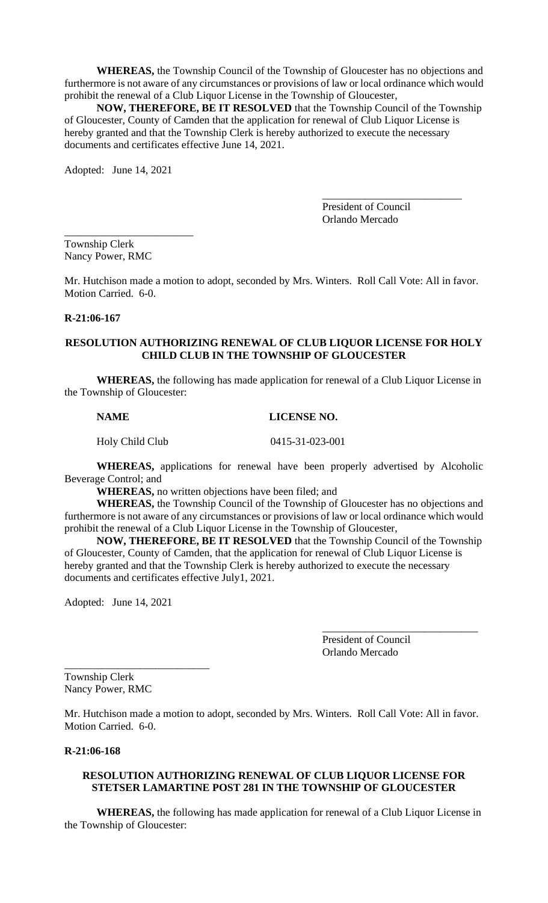**WHEREAS,** the Township Council of the Township of Gloucester has no objections and furthermore is not aware of any circumstances or provisions of law or local ordinance which would prohibit the renewal of a Club Liquor License in the Township of Gloucester,

**NOW, THEREFORE, BE IT RESOLVED** that the Township Council of the Township of Gloucester, County of Camden that the application for renewal of Club Liquor License is hereby granted and that the Township Clerk is hereby authorized to execute the necessary documents and certificates effective June 14, 2021.

Adopted: June 14, 2021

\_\_\_\_\_\_\_\_\_\_\_\_\_\_\_\_\_\_\_\_\_\_\_\_\_\_
President of Council
Orlando Mercado

\_\_\_\_\_\_\_\_\_\_\_\_\_\_\_\_\_\_\_\_\_\_\_\_\_
Township Clerk
Nancy Power, RMC

Mr. Hutchison made a motion to adopt, seconded by Mrs. Winters. Roll Call Vote: All in favor. Motion Carried. 6-0.

**R-21:06-167**

**RESOLUTION AUTHORIZING RENEWAL OF CLUB LIQUOR LICENSE FOR HOLY CHILD CLUB IN THE TOWNSHIP OF GLOUCESTER**

**WHEREAS,** the following has made application for renewal of a Club Liquor License in the Township of Gloucester:

| NAME | LICENSE NO. |
| --- | --- |
| Holy Child Club | 0415-31-023-001 |

**WHEREAS,** applications for renewal have been properly advertised by Alcoholic Beverage Control; and

**WHEREAS,** no written objections have been filed; and

**WHEREAS,** the Township Council of the Township of Gloucester has no objections and furthermore is not aware of any circumstances or provisions of law or local ordinance which would prohibit the renewal of a Club Liquor License in the Township of Gloucester,

**NOW, THEREFORE, BE IT RESOLVED** that the Township Council of the Township of Gloucester, County of Camden, that the application for renewal of Club Liquor License is hereby granted and that the Township Clerk is hereby authorized to execute the necessary documents and certificates effective July1, 2021.

Adopted: June 14, 2021

\_\_\_\_\_\_\_\_\_\_\_\_\_\_\_\_\_\_\_\_\_\_\_\_\_\_\_\_\_
President of Council
Orlando Mercado

\_\_\_\_\_\_\_\_\_\_\_\_\_\_\_\_\_\_\_\_\_\_\_\_\_\_\_
Township Clerk
Nancy Power, RMC

Mr. Hutchison made a motion to adopt, seconded by Mrs. Winters. Roll Call Vote: All in favor. Motion Carried. 6-0.

**R-21:06-168**

**RESOLUTION AUTHORIZING RENEWAL OF CLUB LIQUOR LICENSE FOR STETSER LAMARTINE POST 281 IN THE TOWNSHIP OF GLOUCESTER**

**WHEREAS,** the following has made application for renewal of a Club Liquor License in the Township of Gloucester: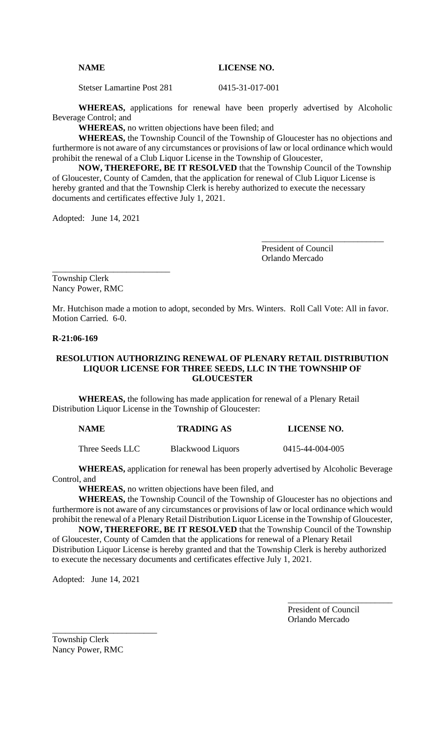| NAME | LICENSE NO. |
|---|---|
| Stetser Lamartine Post 281 | 0415-31-017-001 |

**WHEREAS,** applications for renewal have been properly advertised by Alcoholic Beverage Control; and

**WHEREAS,** no written objections have been filed; and

**WHEREAS,** the Township Council of the Township of Gloucester has no objections and furthermore is not aware of any circumstances or provisions of law or local ordinance which would prohibit the renewal of a Club Liquor License in the Township of Gloucester,

**NOW, THEREFORE, BE IT RESOLVED** that the Township Council of the Township of Gloucester, County of Camden, that the application for renewal of Club Liquor License is hereby granted and that the Township Clerk is hereby authorized to execute the necessary documents and certificates effective July 1, 2021.

Adopted: June 14, 2021

____________________________
President of Council
Orlando Mercado

____________________________
Township Clerk
Nancy Power, RMC

Mr. Hutchison made a motion to adopt, seconded by Mrs. Winters. Roll Call Vote: All in favor. Motion Carried. 6-0.

**R-21:06-169**

**RESOLUTION AUTHORIZING RENEWAL OF PLENARY RETAIL DISTRIBUTION LIQUOR LICENSE FOR THREE SEEDS, LLC IN THE TOWNSHIP OF GLOUCESTER**

**WHEREAS,** the following has made application for renewal of a Plenary Retail Distribution Liquor License in the Township of Gloucester:

| NAME | TRADING AS | LICENSE NO. |
|---|---|---|
| Three Seeds LLC | Blackwood Liquors | 0415-44-004-005 |

**WHEREAS,** application for renewal has been properly advertised by Alcoholic Beverage Control, and

**WHEREAS,** no written objections have been filed, and

**WHEREAS,** the Township Council of the Township of Gloucester has no objections and furthermore is not aware of any circumstances or provisions of law or local ordinance which would prohibit the renewal of a Plenary Retail Distribution Liquor License in the Township of Gloucester,

**NOW, THEREFORE, BE IT RESOLVED** that the Township Council of the Township of Gloucester, County of Camden that the applications for renewal of a Plenary Retail Distribution Liquor License is hereby granted and that the Township Clerk is hereby authorized to execute the necessary documents and certificates effective July 1, 2021.

Adopted: June 14, 2021

____________________________
President of Council
Orlando Mercado

____________________________
Township Clerk
Nancy Power, RMC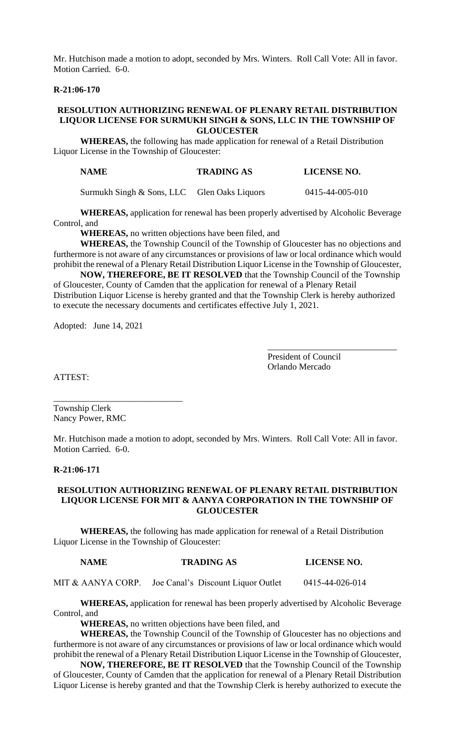Mr. Hutchison made a motion to adopt, seconded by Mrs. Winters. Roll Call Vote: All in favor. Motion Carried. 6-0.

**R-21:06-170**

**RESOLUTION AUTHORIZING RENEWAL OF PLENARY RETAIL DISTRIBUTION LIQUOR LICENSE FOR SURMUKH SINGH & SONS, LLC IN THE TOWNSHIP OF GLOUCESTER**

**WHEREAS,** the following has made application for renewal of a Retail Distribution Liquor License in the Township of Gloucester:

| NAME | TRADING AS | LICENSE NO. |
|---|---|---|
| Surmukh Singh & Sons, LLC | Glen Oaks Liquors | 0415-44-005-010 |

**WHEREAS,** application for renewal has been properly advertised by Alcoholic Beverage Control, and

**WHEREAS,** no written objections have been filed, and

**WHEREAS,** the Township Council of the Township of Gloucester has no objections and furthermore is not aware of any circumstances or provisions of law or local ordinance which would prohibit the renewal of a Plenary Retail Distribution Liquor License in the Township of Gloucester,

**NOW, THEREFORE, BE IT RESOLVED** that the Township Council of the Township of Gloucester, County of Camden that the application for renewal of a Plenary Retail Distribution Liquor License is hereby granted and that the Township Clerk is hereby authorized to execute the necessary documents and certificates effective July 1, 2021.

Adopted: June 14, 2021

_____________________________
President of Council
Orlando Mercado

ATTEST:

_____________________________
Township Clerk
Nancy Power, RMC

Mr. Hutchison made a motion to adopt, seconded by Mrs. Winters. Roll Call Vote: All in favor. Motion Carried. 6-0.

**R-21:06-171**

**RESOLUTION AUTHORIZING RENEWAL OF PLENARY RETAIL DISTRIBUTION LIQUOR LICENSE FOR MIT & AANYA CORPORATION IN THE TOWNSHIP OF GLOUCESTER**

**WHEREAS,** the following has made application for renewal of a Retail Distribution Liquor License in the Township of Gloucester:

| NAME | TRADING AS | LICENSE NO. |
|---|---|---|
| MIT & AANYA CORP. | Joe Canal's Discount Liquor Outlet | 0415-44-026-014 |

**WHEREAS,** application for renewal has been properly advertised by Alcoholic Beverage Control, and

**WHEREAS,** no written objections have been filed, and

**WHEREAS,** the Township Council of the Township of Gloucester has no objections and furthermore is not aware of any circumstances or provisions of law or local ordinance which would prohibit the renewal of a Plenary Retail Distribution Liquor License in the Township of Gloucester,

**NOW, THEREFORE, BE IT RESOLVED** that the Township Council of the Township of Gloucester, County of Camden that the application for renewal of a Plenary Retail Distribution Liquor License is hereby granted and that the Township Clerk is hereby authorized to execute the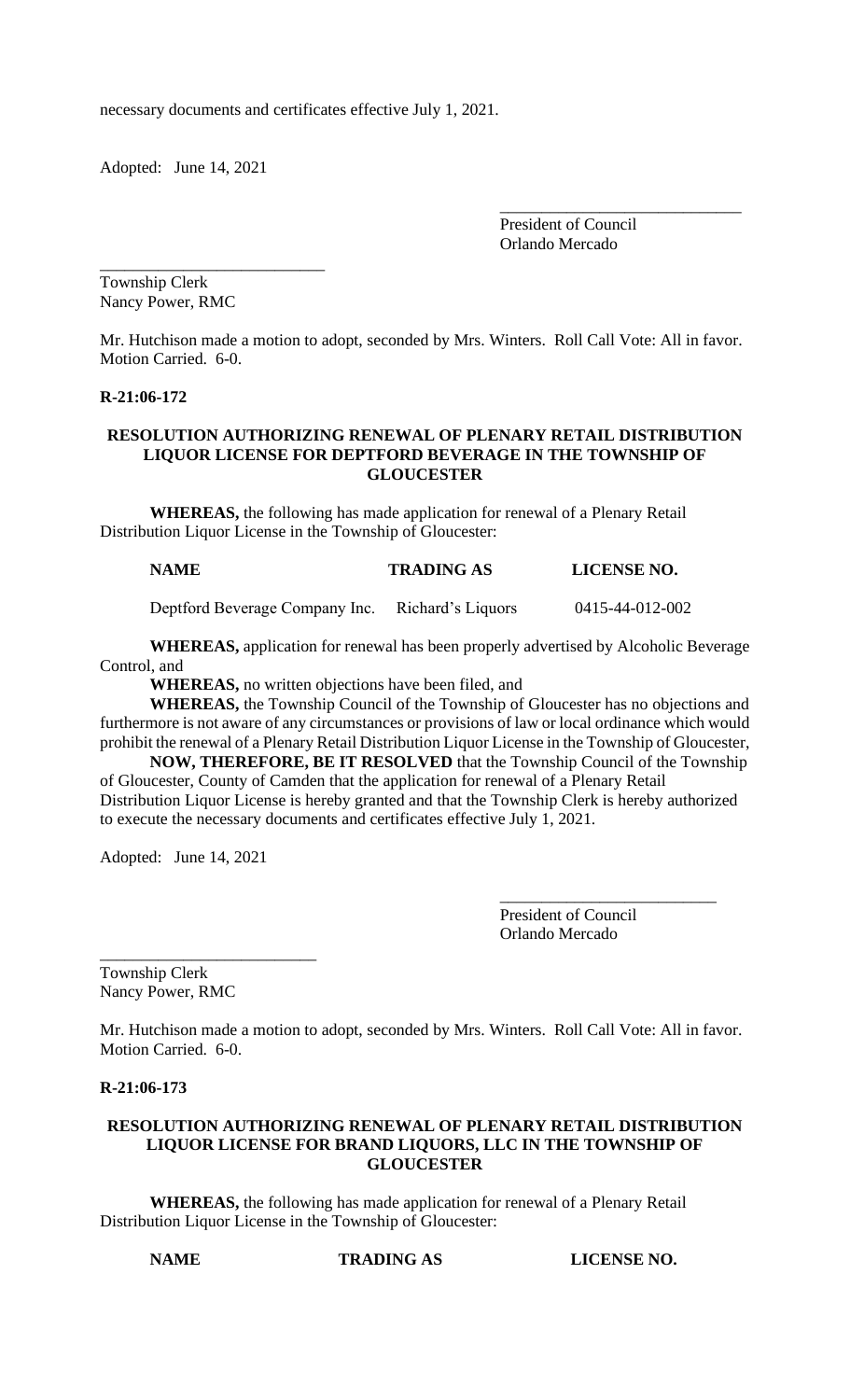necessary documents and certificates effective July 1, 2021.

Adopted: June 14, 2021

\_\_\_\_\_\_\_\_\_\_\_\_\_\_\_\_\_\_\_\_\_\_\_\_\_\_\_\_\_
President of Council
Orlando Mercado

\_\_\_\_\_\_\_\_\_\_\_\_\_\_\_\_\_\_\_\_\_\_\_\_\_\_\_
Township Clerk
Nancy Power, RMC

Mr. Hutchison made a motion to adopt, seconded by Mrs. Winters. Roll Call Vote: All in favor. Motion Carried. 6-0.

**R-21:06-172**

**RESOLUTION AUTHORIZING RENEWAL OF PLENARY RETAIL DISTRIBUTION LIQUOR LICENSE FOR DEPTFORD BEVERAGE IN THE TOWNSHIP OF GLOUCESTER**

**WHEREAS,** the following has made application for renewal of a Plenary Retail Distribution Liquor License in the Township of Gloucester:

| NAME | TRADING AS | LICENSE NO. |
|---|---|---|
| Deptford Beverage Company Inc. | Richard's Liquors | 0415-44-012-002 |

**WHEREAS,** application for renewal has been properly advertised by Alcoholic Beverage Control, and

**WHEREAS,** no written objections have been filed, and

**WHEREAS,** the Township Council of the Township of Gloucester has no objections and furthermore is not aware of any circumstances or provisions of law or local ordinance which would prohibit the renewal of a Plenary Retail Distribution Liquor License in the Township of Gloucester,

**NOW, THEREFORE, BE IT RESOLVED** that the Township Council of the Township of Gloucester, County of Camden that the application for renewal of a Plenary Retail Distribution Liquor License is hereby granted and that the Township Clerk is hereby authorized to execute the necessary documents and certificates effective July 1, 2021.

Adopted: June 14, 2021

\_\_\_\_\_\_\_\_\_\_\_\_\_\_\_\_\_\_\_\_\_\_\_\_\_\_
President of Council
Orlando Mercado

\_\_\_\_\_\_\_\_\_\_\_\_\_\_\_\_\_\_\_\_\_\_\_\_\_\_
Township Clerk
Nancy Power, RMC

Mr. Hutchison made a motion to adopt, seconded by Mrs. Winters. Roll Call Vote: All in favor. Motion Carried. 6-0.

**R-21:06-173**

**RESOLUTION AUTHORIZING RENEWAL OF PLENARY RETAIL DISTRIBUTION LIQUOR LICENSE FOR BRAND LIQUORS, LLC IN THE TOWNSHIP OF GLOUCESTER**

**WHEREAS,** the following has made application for renewal of a Plenary Retail Distribution Liquor License in the Township of Gloucester:

| NAME | TRADING AS | LICENSE NO. |
|---|---|---|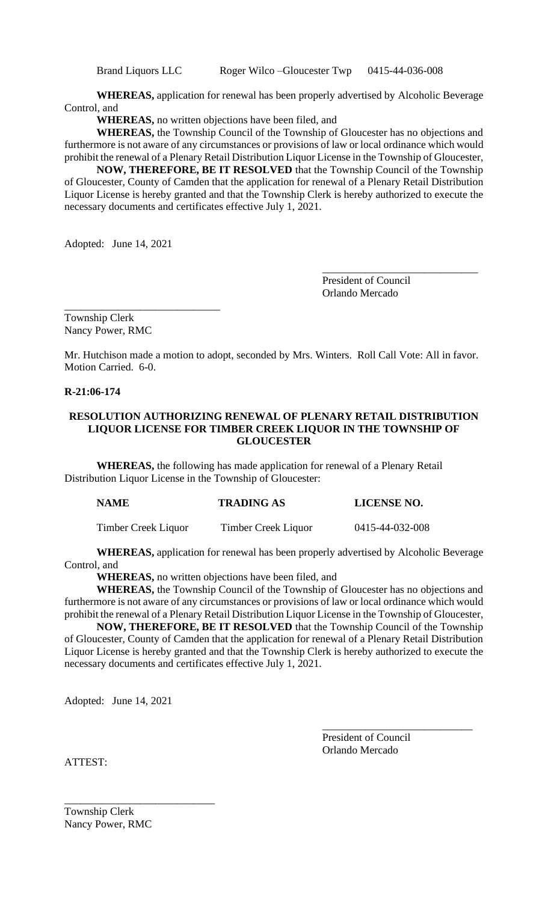| | | |
|---|---|---|
| Brand Liquors LLC | Roger Wilco –Gloucester Twp | 0415-44-036-008 |

**WHEREAS,** application for renewal has been properly advertised by Alcoholic Beverage Control, and

**WHEREAS,** no written objections have been filed, and

**WHEREAS,** the Township Council of the Township of Gloucester has no objections and furthermore is not aware of any circumstances or provisions of law or local ordinance which would prohibit the renewal of a Plenary Retail Distribution Liquor License in the Township of Gloucester,

**NOW, THEREFORE, BE IT RESOLVED** that the Township Council of the Township of Gloucester, County of Camden that the application for renewal of a Plenary Retail Distribution Liquor License is hereby granted and that the Township Clerk is hereby authorized to execute the necessary documents and certificates effective July 1, 2021.

Adopted: June 14, 2021

_____________________________
President of Council
Orlando Mercado

_____________________________
Township Clerk
Nancy Power, RMC

Mr. Hutchison made a motion to adopt, seconded by Mrs. Winters. Roll Call Vote: All in favor. Motion Carried. 6-0.

**R-21:06-174**

**RESOLUTION AUTHORIZING RENEWAL OF PLENARY RETAIL DISTRIBUTION LIQUOR LICENSE FOR TIMBER CREEK LIQUOR IN THE TOWNSHIP OF GLOUCESTER**

**WHEREAS,** the following has made application for renewal of a Plenary Retail Distribution Liquor License in the Township of Gloucester:

| NAME | TRADING AS | LICENSE NO. |
|---|---|---|
| Timber Creek Liquor | Timber Creek Liquor | 0415-44-032-008 |

**WHEREAS,** application for renewal has been properly advertised by Alcoholic Beverage Control, and

**WHEREAS,** no written objections have been filed, and

**WHEREAS,** the Township Council of the Township of Gloucester has no objections and furthermore is not aware of any circumstances or provisions of law or local ordinance which would prohibit the renewal of a Plenary Retail Distribution Liquor License in the Township of Gloucester,

**NOW, THEREFORE, BE IT RESOLVED** that the Township Council of the Township of Gloucester, County of Camden that the application for renewal of a Plenary Retail Distribution Liquor License is hereby granted and that the Township Clerk is hereby authorized to execute the necessary documents and certificates effective July 1, 2021.

Adopted: June 14, 2021

_____________________________
President of Council
Orlando Mercado

ATTEST:

_____________________________
Township Clerk
Nancy Power, RMC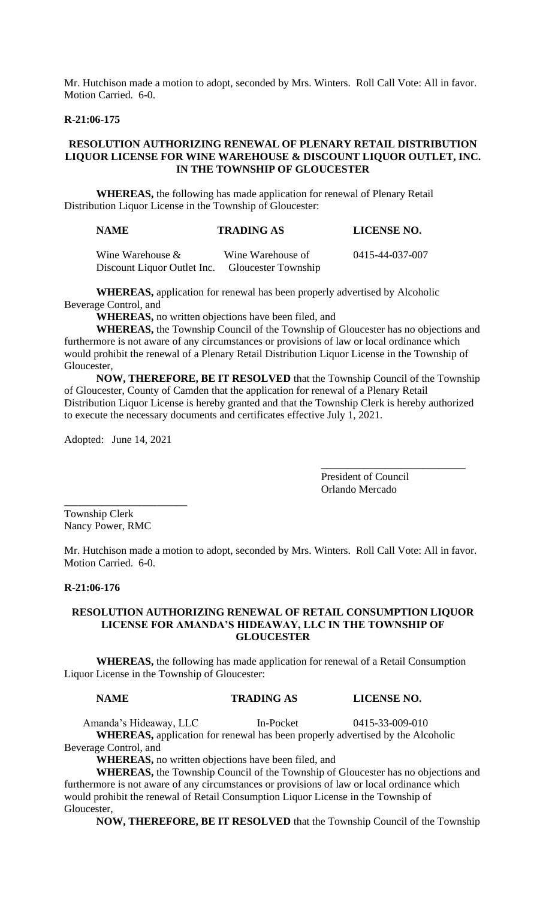Mr. Hutchison made a motion to adopt, seconded by Mrs. Winters. Roll Call Vote: All in favor. Motion Carried. 6-0.

**R-21:06-175**

**RESOLUTION AUTHORIZING RENEWAL OF PLENARY RETAIL DISTRIBUTION LIQUOR LICENSE FOR WINE WAREHOUSE & DISCOUNT LIQUOR OUTLET, INC. IN THE TOWNSHIP OF GLOUCESTER**

**WHEREAS,** the following has made application for renewal of Plenary Retail Distribution Liquor License in the Township of Gloucester:

| NAME | TRADING AS | LICENSE NO. |
|---|---|---|
| Wine Warehouse & Discount Liquor Outlet Inc. | Wine Warehouse of Gloucester Township | 0415-44-037-007 |

**WHEREAS,** application for renewal has been properly advertised by Alcoholic Beverage Control, and

**WHEREAS,** no written objections have been filed, and

**WHEREAS,** the Township Council of the Township of Gloucester has no objections and furthermore is not aware of any circumstances or provisions of law or local ordinance which would prohibit the renewal of a Plenary Retail Distribution Liquor License in the Township of Gloucester,

**NOW, THEREFORE, BE IT RESOLVED** that the Township Council of the Township of Gloucester, County of Camden that the application for renewal of a Plenary Retail Distribution Liquor License is hereby granted and that the Township Clerk is hereby authorized to execute the necessary documents and certificates effective July 1, 2021.

Adopted: June 14, 2021

___________________________
President of Council
Orlando Mercado

_______________________
Township Clerk
Nancy Power, RMC

Mr. Hutchison made a motion to adopt, seconded by Mrs. Winters. Roll Call Vote: All in favor. Motion Carried. 6-0.

**R-21:06-176**

**RESOLUTION AUTHORIZING RENEWAL OF RETAIL CONSUMPTION LIQUOR LICENSE FOR AMANDA'S HIDEAWAY, LLC IN THE TOWNSHIP OF GLOUCESTER**

**WHEREAS,** the following has made application for renewal of a Retail Consumption Liquor License in the Township of Gloucester:

| NAME | TRADING AS | LICENSE NO. |
|---|---|---|
| Amanda's Hideaway, LLC | In-Pocket | 0415-33-009-010 |

**WHEREAS,** application for renewal has been properly advertised by the Alcoholic Beverage Control, and

**WHEREAS,** no written objections have been filed, and

**WHEREAS,** the Township Council of the Township of Gloucester has no objections and furthermore is not aware of any circumstances or provisions of law or local ordinance which would prohibit the renewal of Retail Consumption Liquor License in the Township of Gloucester,

**NOW, THEREFORE, BE IT RESOLVED** that the Township Council of the Township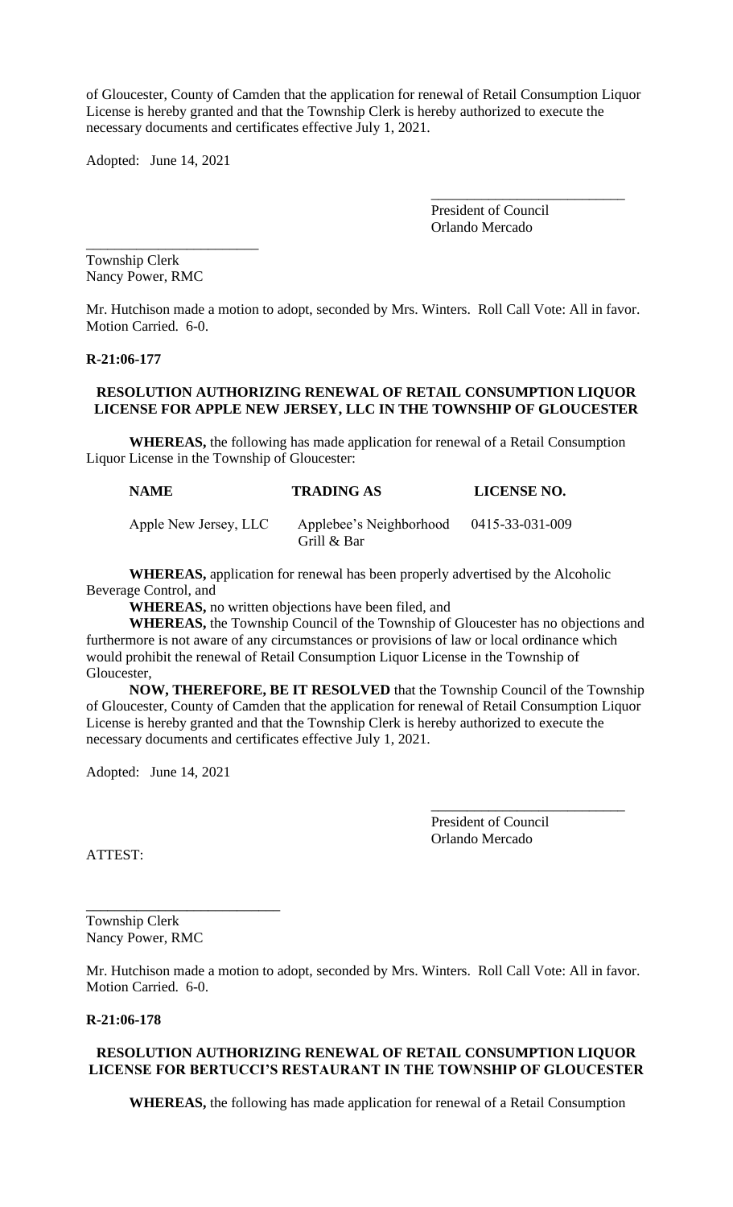of Gloucester, County of Camden that the application for renewal of Retail Consumption Liquor License is hereby granted and that the Township Clerk is hereby authorized to execute the necessary documents and certificates effective July 1, 2021.

Adopted: June 14, 2021

\_\_\_\_\_\_\_\_\_\_\_\_\_\_\_\_\_\_\_\_\_\_\_\_\_\_\_
President of Council
Orlando Mercado

\_\_\_\_\_\_\_\_\_\_\_\_\_\_\_\_\_\_\_\_\_\_\_\_\_
Township Clerk
Nancy Power, RMC

Mr. Hutchison made a motion to adopt, seconded by Mrs. Winters. Roll Call Vote: All in favor. Motion Carried. 6-0.

**R-21:06-177**

**RESOLUTION AUTHORIZING RENEWAL OF RETAIL CONSUMPTION LIQUOR LICENSE FOR APPLE NEW JERSEY, LLC IN THE TOWNSHIP OF GLOUCESTER**

**WHEREAS,** the following has made application for renewal of a Retail Consumption Liquor License in the Township of Gloucester:

| NAME | TRADING AS | LICENSE NO. |
|---|---|---|
| Apple New Jersey, LLC | Applebee's Neighborhood Grill & Bar | 0415-33-031-009 |

**WHEREAS,** application for renewal has been properly advertised by the Alcoholic Beverage Control, and

**WHEREAS,** no written objections have been filed, and

**WHEREAS,** the Township Council of the Township of Gloucester has no objections and furthermore is not aware of any circumstances or provisions of law or local ordinance which would prohibit the renewal of Retail Consumption Liquor License in the Township of Gloucester,

**NOW, THEREFORE, BE IT RESOLVED** that the Township Council of the Township of Gloucester, County of Camden that the application for renewal of Retail Consumption Liquor License is hereby granted and that the Township Clerk is hereby authorized to execute the necessary documents and certificates effective July 1, 2021.

Adopted: June 14, 2021

\_\_\_\_\_\_\_\_\_\_\_\_\_\_\_\_\_\_\_\_\_\_\_\_\_\_\_
President of Council
Orlando Mercado

ATTEST:

\_\_\_\_\_\_\_\_\_\_\_\_\_\_\_\_\_\_\_\_\_\_\_\_\_\_\_
Township Clerk
Nancy Power, RMC

Mr. Hutchison made a motion to adopt, seconded by Mrs. Winters. Roll Call Vote: All in favor. Motion Carried. 6-0.

**R-21:06-178**

**RESOLUTION AUTHORIZING RENEWAL OF RETAIL CONSUMPTION LIQUOR LICENSE FOR BERTUCCI'S RESTAURANT IN THE TOWNSHIP OF GLOUCESTER**

**WHEREAS,** the following has made application for renewal of a Retail Consumption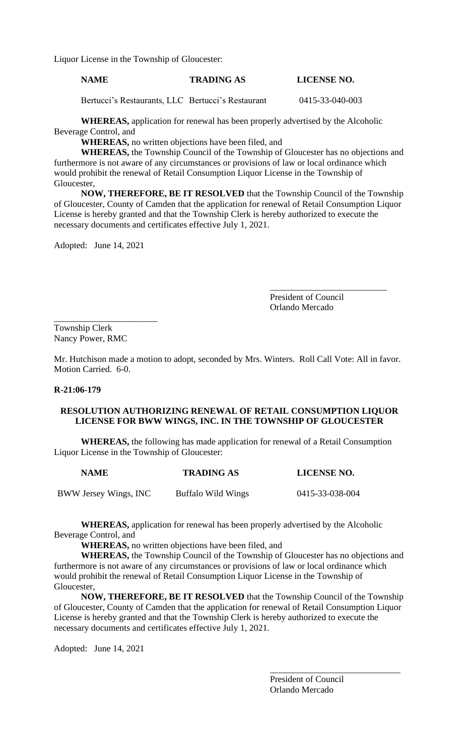Liquor License in the Township of Gloucester:

| NAME | TRADING AS | LICENSE NO. |
|---|---|---|
| Bertucci's Restaurants, LLC | Bertucci's Restaurant | 0415-33-040-003 |

**WHEREAS,** application for renewal has been properly advertised by the Alcoholic Beverage Control, and

**WHEREAS,** no written objections have been filed, and

**WHEREAS,** the Township Council of the Township of Gloucester has no objections and furthermore is not aware of any circumstances or provisions of law or local ordinance which would prohibit the renewal of Retail Consumption Liquor License in the Township of Gloucester,

**NOW, THEREFORE, BE IT RESOLVED** that the Township Council of the Township of Gloucester, County of Camden that the application for renewal of Retail Consumption Liquor License is hereby granted and that the Township Clerk is hereby authorized to execute the necessary documents and certificates effective July 1, 2021.

Adopted: June 14, 2021

___________________________
President of Council
Orlando Mercado

_______________________
Township Clerk
Nancy Power, RMC

Mr. Hutchison made a motion to adopt, seconded by Mrs. Winters. Roll Call Vote: All in favor. Motion Carried. 6-0.

**R-21:06-179**

**RESOLUTION AUTHORIZING RENEWAL OF RETAIL CONSUMPTION LIQUOR LICENSE FOR BWW WINGS, INC. IN THE TOWNSHIP OF GLOUCESTER**

**WHEREAS,** the following has made application for renewal of a Retail Consumption Liquor License in the Township of Gloucester:

| NAME | TRADING AS | LICENSE NO. |
|---|---|---|
| BWW Jersey Wings, INC | Buffalo Wild Wings | 0415-33-038-004 |

**WHEREAS,** application for renewal has been properly advertised by the Alcoholic Beverage Control, and

**WHEREAS,** no written objections have been filed, and

**WHEREAS,** the Township Council of the Township of Gloucester has no objections and furthermore is not aware of any circumstances or provisions of law or local ordinance which would prohibit the renewal of Retail Consumption Liquor License in the Township of Gloucester,

**NOW, THEREFORE, BE IT RESOLVED** that the Township Council of the Township of Gloucester, County of Camden that the application for renewal of Retail Consumption Liquor License is hereby granted and that the Township Clerk is hereby authorized to execute the necessary documents and certificates effective July 1, 2021.

Adopted: June 14, 2021

_____________________________
President of Council
Orlando Mercado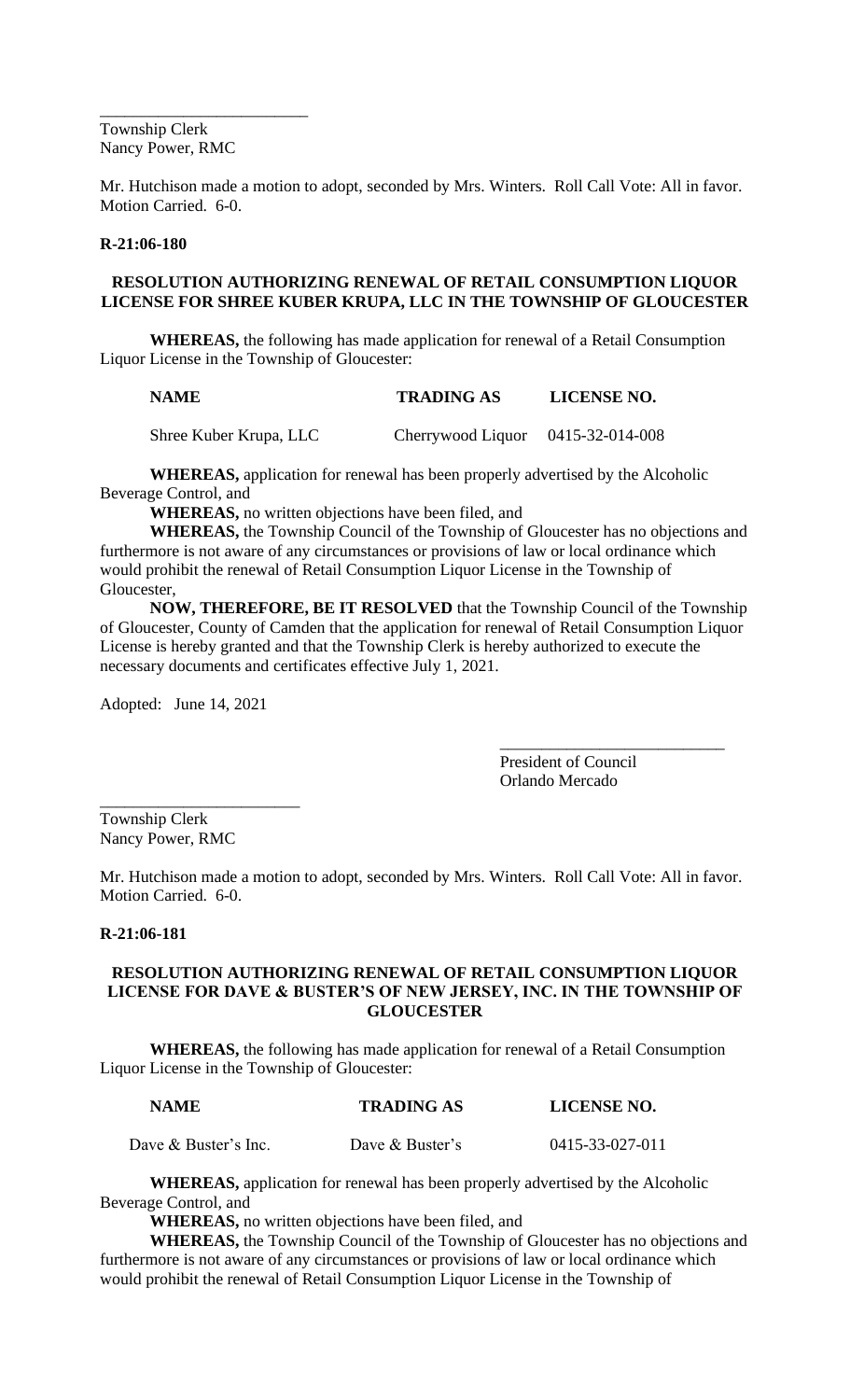\_\_\_\_\_\_\_\_\_\_\_\_\_\_\_\_\_\_\_\_\_\_\_\_\_

Township Clerk
Nancy Power, RMC

Mr. Hutchison made a motion to adopt, seconded by Mrs. Winters. Roll Call Vote: All in favor. Motion Carried. 6-0.

**R-21:06-180**

**RESOLUTION AUTHORIZING RENEWAL OF RETAIL CONSUMPTION LIQUOR LICENSE FOR SHREE KUBER KRUPA, LLC IN THE TOWNSHIP OF GLOUCESTER**

**WHEREAS,** the following has made application for renewal of a Retail Consumption Liquor License in the Township of Gloucester:

| NAME | TRADING AS | LICENSE NO. |
|---|---|---|
| Shree Kuber Krupa, LLC | Cherrywood Liquor | 0415-32-014-008 |

**WHEREAS,** application for renewal has been properly advertised by the Alcoholic Beverage Control, and

**WHEREAS,** no written objections have been filed, and

**WHEREAS,** the Township Council of the Township of Gloucester has no objections and furthermore is not aware of any circumstances or provisions of law or local ordinance which would prohibit the renewal of Retail Consumption Liquor License in the Township of Gloucester,

**NOW, THEREFORE, BE IT RESOLVED** that the Township Council of the Township of Gloucester, County of Camden that the application for renewal of Retail Consumption Liquor License is hereby granted and that the Township Clerk is hereby authorized to execute the necessary documents and certificates effective July 1, 2021.

Adopted: June 14, 2021

\_\_\_\_\_\_\_\_\_\_\_\_\_\_\_\_\_\_\_\_\_\_\_\_\_\_\_

President of Council
Orlando Mercado

\_\_\_\_\_\_\_\_\_\_\_\_\_\_\_\_\_\_\_\_\_\_\_\_\_

Township Clerk
Nancy Power, RMC

Mr. Hutchison made a motion to adopt, seconded by Mrs. Winters. Roll Call Vote: All in favor. Motion Carried. 6-0.

**R-21:06-181**

**RESOLUTION AUTHORIZING RENEWAL OF RETAIL CONSUMPTION LIQUOR LICENSE FOR DAVE & BUSTER'S OF NEW JERSEY, INC. IN THE TOWNSHIP OF GLOUCESTER**

**WHEREAS,** the following has made application for renewal of a Retail Consumption Liquor License in the Township of Gloucester:

| NAME | TRADING AS | LICENSE NO. |
|---|---|---|
| Dave & Buster's Inc. | Dave & Buster's | 0415-33-027-011 |

**WHEREAS,** application for renewal has been properly advertised by the Alcoholic Beverage Control, and

**WHEREAS,** no written objections have been filed, and

**WHEREAS,** the Township Council of the Township of Gloucester has no objections and furthermore is not aware of any circumstances or provisions of law or local ordinance which would prohibit the renewal of Retail Consumption Liquor License in the Township of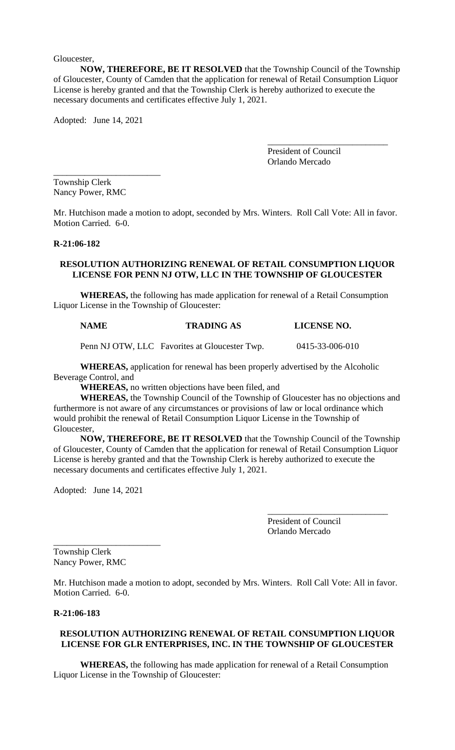Gloucester,

**NOW, THEREFORE, BE IT RESOLVED** that the Township Council of the Township of Gloucester, County of Camden that the application for renewal of Retail Consumption Liquor License is hereby granted and that the Township Clerk is hereby authorized to execute the necessary documents and certificates effective July 1, 2021.

Adopted: June 14, 2021

___________________________
President of Council
Orlando Mercado

________________________
Township Clerk
Nancy Power, RMC

Mr. Hutchison made a motion to adopt, seconded by Mrs. Winters. Roll Call Vote: All in favor. Motion Carried. 6-0.

**R-21:06-182**

**RESOLUTION AUTHORIZING RENEWAL OF RETAIL CONSUMPTION LIQUOR LICENSE FOR PENN NJ OTW, LLC IN THE TOWNSHIP OF GLOUCESTER**

**WHEREAS,** the following has made application for renewal of a Retail Consumption Liquor License in the Township of Gloucester:

| NAME | TRADING AS | LICENSE NO. |
|---|---|---|
| Penn NJ OTW, LLC | Favorites at Gloucester Twp. | 0415-33-006-010 |

**WHEREAS,** application for renewal has been properly advertised by the Alcoholic Beverage Control, and

**WHEREAS,** no written objections have been filed, and

**WHEREAS,** the Township Council of the Township of Gloucester has no objections and furthermore is not aware of any circumstances or provisions of law or local ordinance which would prohibit the renewal of Retail Consumption Liquor License in the Township of Gloucester,

**NOW, THEREFORE, BE IT RESOLVED** that the Township Council of the Township of Gloucester, County of Camden that the application for renewal of Retail Consumption Liquor License is hereby granted and that the Township Clerk is hereby authorized to execute the necessary documents and certificates effective July 1, 2021.

Adopted: June 14, 2021

___________________________
President of Council
Orlando Mercado

________________________
Township Clerk
Nancy Power, RMC

Mr. Hutchison made a motion to adopt, seconded by Mrs. Winters. Roll Call Vote: All in favor. Motion Carried. 6-0.

**R-21:06-183**

**RESOLUTION AUTHORIZING RENEWAL OF RETAIL CONSUMPTION LIQUOR LICENSE FOR GLR ENTERPRISES, INC. IN THE TOWNSHIP OF GLOUCESTER**

**WHEREAS,** the following has made application for renewal of a Retail Consumption Liquor License in the Township of Gloucester: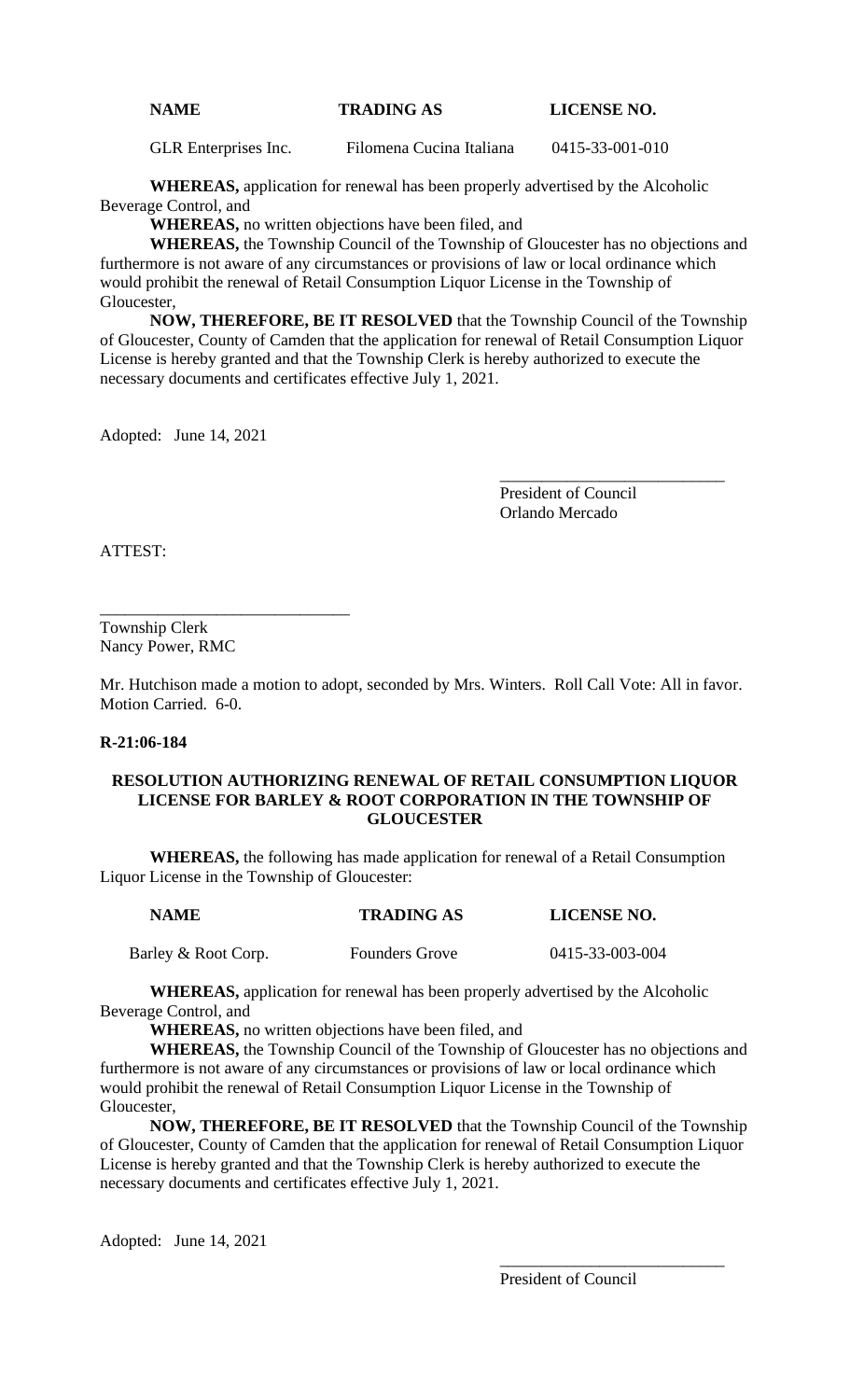| NAME | TRADING AS | LICENSE NO. |
|---|---|---|
| GLR Enterprises Inc. | Filomena Cucina Italiana | 0415-33-001-010 |

**WHEREAS,** application for renewal has been properly advertised by the Alcoholic Beverage Control, and

**WHEREAS,** no written objections have been filed, and

**WHEREAS,** the Township Council of the Township of Gloucester has no objections and furthermore is not aware of any circumstances or provisions of law or local ordinance which would prohibit the renewal of Retail Consumption Liquor License in the Township of Gloucester,

**NOW, THEREFORE, BE IT RESOLVED** that the Township Council of the Township of Gloucester, County of Camden that the application for renewal of Retail Consumption Liquor License is hereby granted and that the Township Clerk is hereby authorized to execute the necessary documents and certificates effective July 1, 2021.

Adopted: June 14, 2021

___________________________
President of Council
Orlando Mercado

ATTEST:

______________________________
Township Clerk
Nancy Power, RMC

Mr. Hutchison made a motion to adopt, seconded by Mrs. Winters. Roll Call Vote: All in favor. Motion Carried. 6-0.

**R-21:06-184**

**RESOLUTION AUTHORIZING RENEWAL OF RETAIL CONSUMPTION LIQUOR LICENSE FOR BARLEY & ROOT CORPORATION IN THE TOWNSHIP OF GLOUCESTER**

**WHEREAS,** the following has made application for renewal of a Retail Consumption Liquor License in the Township of Gloucester:

| NAME | TRADING AS | LICENSE NO. |
|---|---|---|
| Barley & Root Corp. | Founders Grove | 0415-33-003-004 |

**WHEREAS,** application for renewal has been properly advertised by the Alcoholic Beverage Control, and

**WHEREAS,** no written objections have been filed, and

**WHEREAS,** the Township Council of the Township of Gloucester has no objections and furthermore is not aware of any circumstances or provisions of law or local ordinance which would prohibit the renewal of Retail Consumption Liquor License in the Township of Gloucester,

**NOW, THEREFORE, BE IT RESOLVED** that the Township Council of the Township of Gloucester, County of Camden that the application for renewal of Retail Consumption Liquor License is hereby granted and that the Township Clerk is hereby authorized to execute the necessary documents and certificates effective July 1, 2021.

Adopted: June 14, 2021

___________________________
President of Council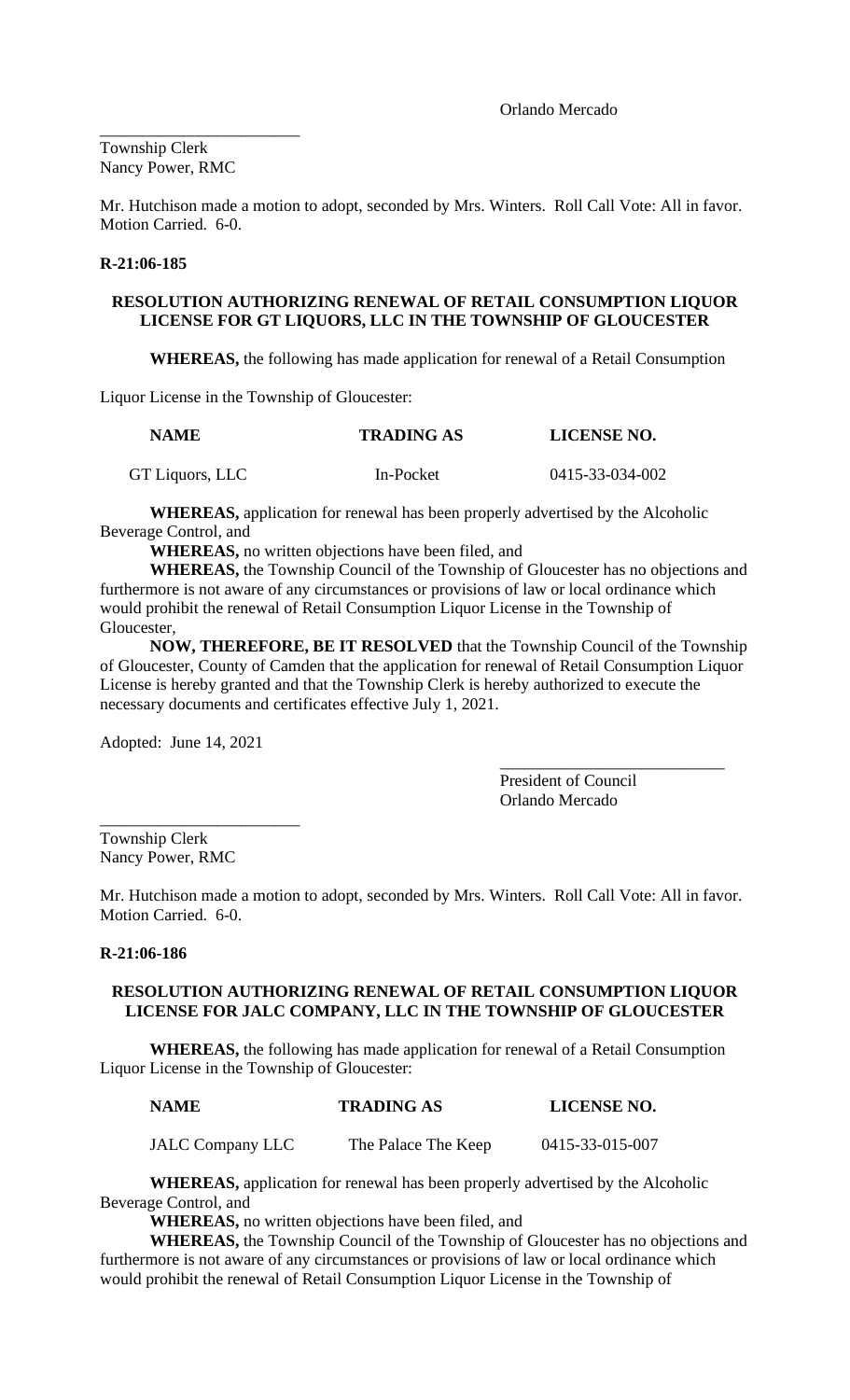Orlando Mercado

\_\_\_\_\_\_\_\_\_\_\_\_\_\_\_\_\_\_\_\_\_\_\_\_

Township Clerk
Nancy Power, RMC

Mr. Hutchison made a motion to adopt, seconded by Mrs. Winters. Roll Call Vote: All in favor. Motion Carried. 6-0.

**R-21:06-185**

**RESOLUTION AUTHORIZING RENEWAL OF RETAIL CONSUMPTION LIQUOR LICENSE FOR GT LIQUORS, LLC IN THE TOWNSHIP OF GLOUCESTER**

**WHEREAS,** the following has made application for renewal of a Retail Consumption Liquor License in the Township of Gloucester:

| NAME | TRADING AS | LICENSE NO. |
|---|---|---|
| GT Liquors, LLC | In-Pocket | 0415-33-034-002 |

**WHEREAS,** application for renewal has been properly advertised by the Alcoholic Beverage Control, and

**WHEREAS,** no written objections have been filed, and

**WHEREAS,** the Township Council of the Township of Gloucester has no objections and furthermore is not aware of any circumstances or provisions of law or local ordinance which would prohibit the renewal of Retail Consumption Liquor License in the Township of Gloucester,

**NOW, THEREFORE, BE IT RESOLVED** that the Township Council of the Township of Gloucester, County of Camden that the application for renewal of Retail Consumption Liquor License is hereby granted and that the Township Clerk is hereby authorized to execute the necessary documents and certificates effective July 1, 2021.

Adopted: June 14, 2021

\_\_\_\_\_\_\_\_\_\_\_\_\_\_\_\_\_\_\_\_\_\_\_\_\_\_\_

President of Council
Orlando Mercado

\_\_\_\_\_\_\_\_\_\_\_\_\_\_\_\_\_\_\_\_\_\_\_\_

Township Clerk
Nancy Power, RMC

Mr. Hutchison made a motion to adopt, seconded by Mrs. Winters. Roll Call Vote: All in favor. Motion Carried. 6-0.

**R-21:06-186**

**RESOLUTION AUTHORIZING RENEWAL OF RETAIL CONSUMPTION LIQUOR LICENSE FOR JALC COMPANY, LLC IN THE TOWNSHIP OF GLOUCESTER**

**WHEREAS,** the following has made application for renewal of a Retail Consumption Liquor License in the Township of Gloucester:

| NAME | TRADING AS | LICENSE NO. |
|---|---|---|
| JALC Company LLC | The Palace The Keep | 0415-33-015-007 |

**WHEREAS,** application for renewal has been properly advertised by the Alcoholic Beverage Control, and

**WHEREAS,** no written objections have been filed, and

**WHEREAS,** the Township Council of the Township of Gloucester has no objections and furthermore is not aware of any circumstances or provisions of law or local ordinance which would prohibit the renewal of Retail Consumption Liquor License in the Township of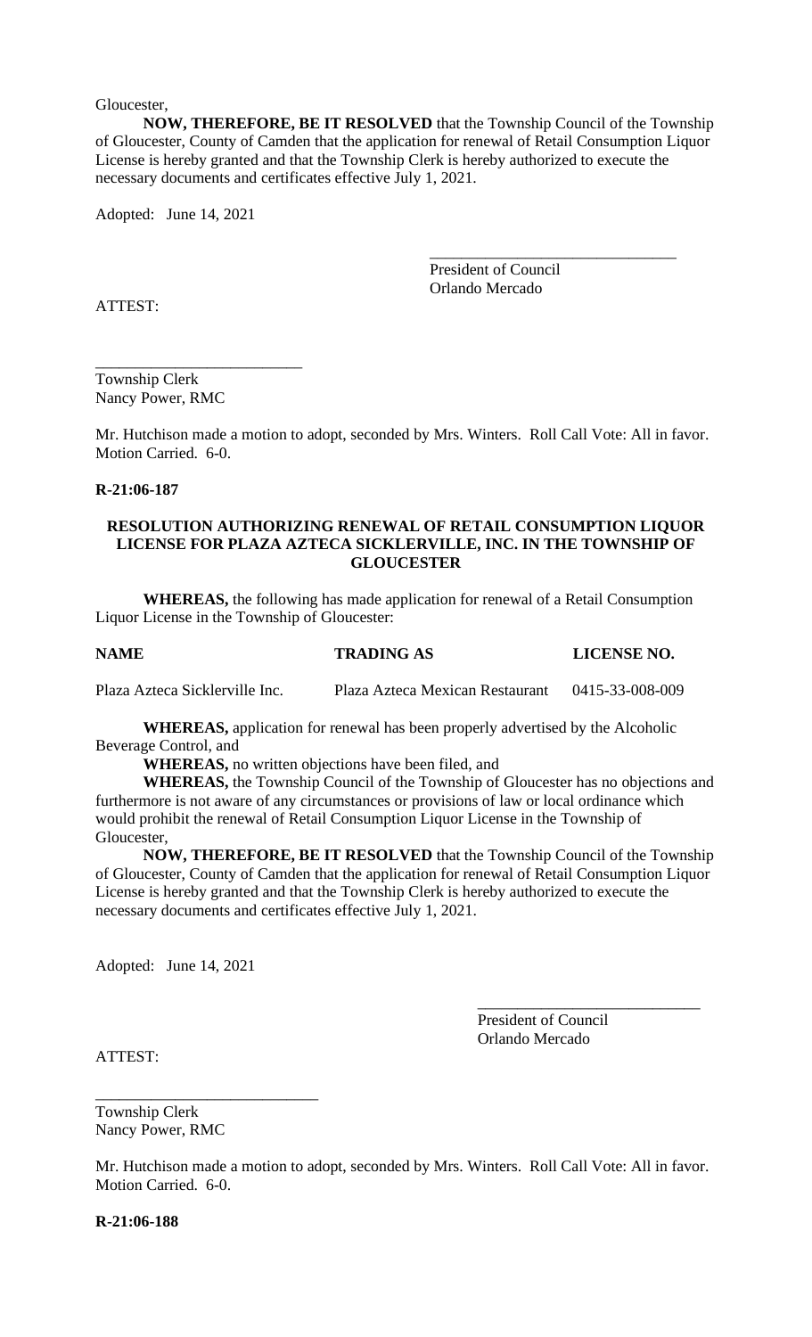Gloucester,

**NOW, THEREFORE, BE IT RESOLVED** that the Township Council of the Township of Gloucester, County of Camden that the application for renewal of Retail Consumption Liquor License is hereby granted and that the Township Clerk is hereby authorized to execute the necessary documents and certificates effective July 1, 2021.

Adopted: June 14, 2021

\_\_\_\_\_\_\_\_\_\_\_\_\_\_\_\_\_\_\_\_\_\_\_\_\_\_\_\_\_\_
President of Council
Orlando Mercado

ATTEST:

\_\_\_\_\_\_\_\_\_\_\_\_\_\_\_\_\_\_\_\_\_\_\_\_\_\_
Township Clerk
Nancy Power, RMC

Mr. Hutchison made a motion to adopt, seconded by Mrs. Winters. Roll Call Vote: All in favor. Motion Carried. 6-0.

**R-21:06-187**

**RESOLUTION AUTHORIZING RENEWAL OF RETAIL CONSUMPTION LIQUOR LICENSE FOR PLAZA AZTECA SICKLERVILLE, INC. IN THE TOWNSHIP OF GLOUCESTER**

**WHEREAS,** the following has made application for renewal of a Retail Consumption Liquor License in the Township of Gloucester:

| NAME | TRADING AS | LICENSE NO. |
| --- | --- | --- |
| Plaza Azteca Sicklerville Inc. | Plaza Azteca Mexican Restaurant | 0415-33-008-009 |

**WHEREAS,** application for renewal has been properly advertised by the Alcoholic Beverage Control, and

**WHEREAS,** no written objections have been filed, and

**WHEREAS,** the Township Council of the Township of Gloucester has no objections and furthermore is not aware of any circumstances or provisions of law or local ordinance which would prohibit the renewal of Retail Consumption Liquor License in the Township of Gloucester,

**NOW, THEREFORE, BE IT RESOLVED** that the Township Council of the Township of Gloucester, County of Camden that the application for renewal of Retail Consumption Liquor License is hereby granted and that the Township Clerk is hereby authorized to execute the necessary documents and certificates effective July 1, 2021.

Adopted: June 14, 2021

\_\_\_\_\_\_\_\_\_\_\_\_\_\_\_\_\_\_\_\_\_\_\_\_\_\_\_\_
President of Council
Orlando Mercado

ATTEST:

\_\_\_\_\_\_\_\_\_\_\_\_\_\_\_\_\_\_\_\_\_\_\_\_\_\_\_\_
Township Clerk
Nancy Power, RMC

Mr. Hutchison made a motion to adopt, seconded by Mrs. Winters. Roll Call Vote: All in favor. Motion Carried. 6-0.

**R-21:06-188**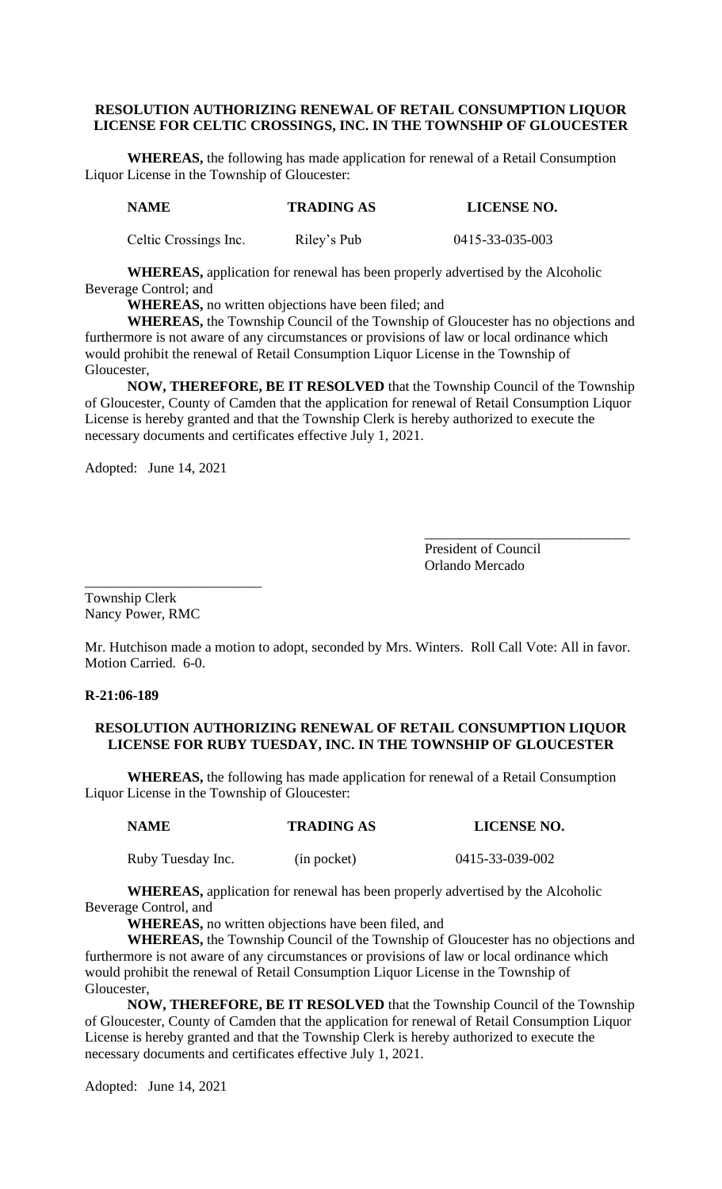**RESOLUTION AUTHORIZING RENEWAL OF RETAIL CONSUMPTION LIQUOR LICENSE FOR CELTIC CROSSINGS, INC. IN THE TOWNSHIP OF GLOUCESTER**

**WHEREAS,** the following has made application for renewal of a Retail Consumption Liquor License in the Township of Gloucester:

| NAME | TRADING AS | LICENSE NO. |
|---|---|---|
| Celtic Crossings Inc. | Riley's Pub | 0415-33-035-003 |

**WHEREAS,** application for renewal has been properly advertised by the Alcoholic Beverage Control; and

**WHEREAS,** no written objections have been filed; and

**WHEREAS,** the Township Council of the Township of Gloucester has no objections and furthermore is not aware of any circumstances or provisions of law or local ordinance which would prohibit the renewal of Retail Consumption Liquor License in the Township of Gloucester,

**NOW, THEREFORE, BE IT RESOLVED** that the Township Council of the Township of Gloucester, County of Camden that the application for renewal of Retail Consumption Liquor License is hereby granted and that the Township Clerk is hereby authorized to execute the necessary documents and certificates effective July 1, 2021.

Adopted: June 14, 2021

_____________________________
President of Council
Orlando Mercado

_________________________
Township Clerk
Nancy Power, RMC

Mr. Hutchison made a motion to adopt, seconded by Mrs. Winters. Roll Call Vote: All in favor. Motion Carried. 6-0.

**R-21:06-189**

**RESOLUTION AUTHORIZING RENEWAL OF RETAIL CONSUMPTION LIQUOR LICENSE FOR RUBY TUESDAY, INC. IN THE TOWNSHIP OF GLOUCESTER**

**WHEREAS,** the following has made application for renewal of a Retail Consumption Liquor License in the Township of Gloucester:

| NAME | TRADING AS | LICENSE NO. |
|---|---|---|
| Ruby Tuesday Inc. | (in pocket) | 0415-33-039-002 |

**WHEREAS,** application for renewal has been properly advertised by the Alcoholic Beverage Control, and

**WHEREAS,** no written objections have been filed, and

**WHEREAS,** the Township Council of the Township of Gloucester has no objections and furthermore is not aware of any circumstances or provisions of law or local ordinance which would prohibit the renewal of Retail Consumption Liquor License in the Township of Gloucester,

**NOW, THEREFORE, BE IT RESOLVED** that the Township Council of the Township of Gloucester, County of Camden that the application for renewal of Retail Consumption Liquor License is hereby granted and that the Township Clerk is hereby authorized to execute the necessary documents and certificates effective July 1, 2021.

Adopted: June 14, 2021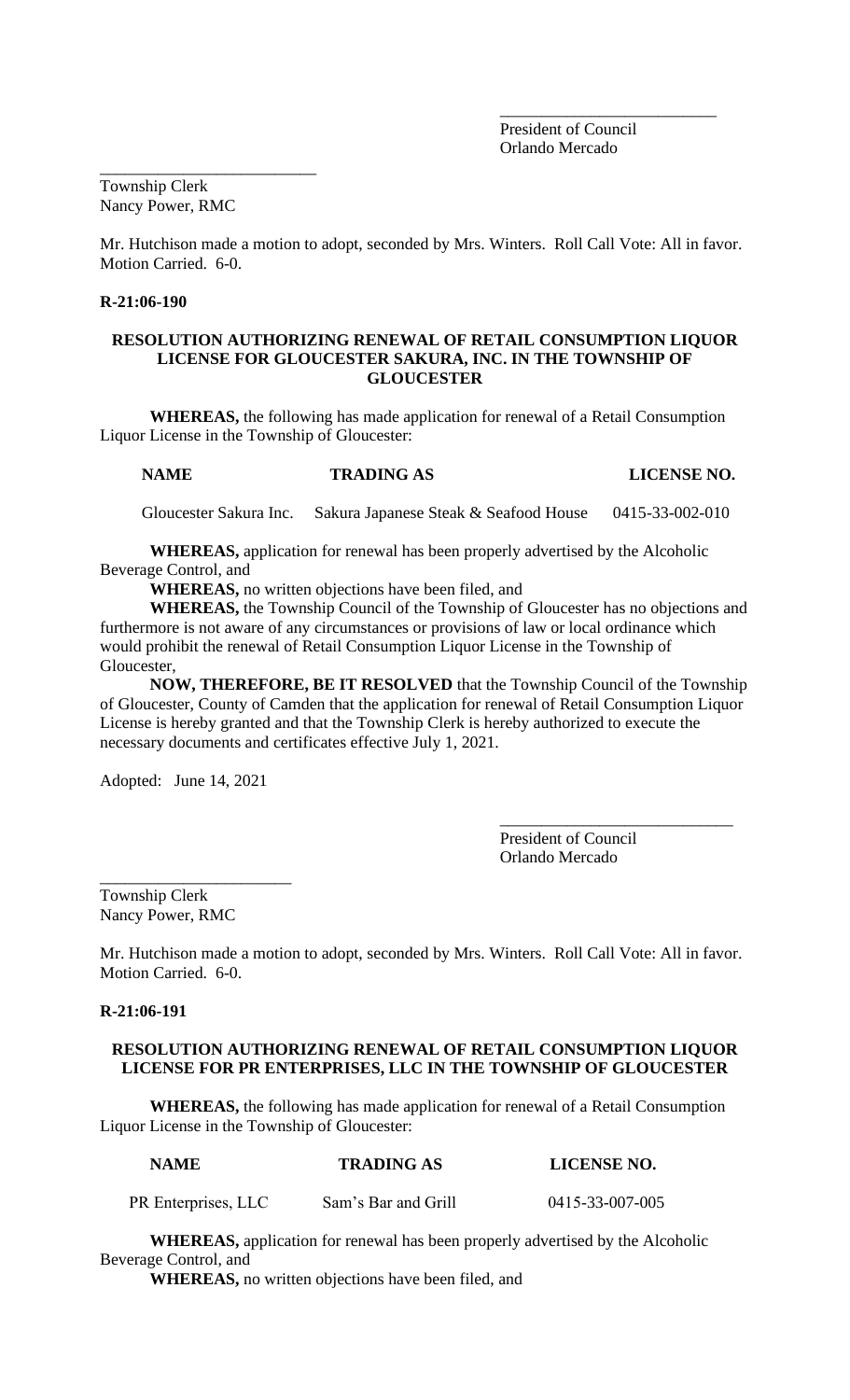\_\_\_\_\_\_\_\_\_\_\_\_\_\_\_\_\_\_\_\_\_\_\_\_\_\_
President of Council
Orlando Mercado

\_\_\_\_\_\_\_\_\_\_\_\_\_\_\_\_\_\_\_\_\_\_\_\_\_\_
Township Clerk
Nancy Power, RMC

Mr. Hutchison made a motion to adopt, seconded by Mrs. Winters. Roll Call Vote: All in favor. Motion Carried. 6-0.

**R-21:06-190**

**RESOLUTION AUTHORIZING RENEWAL OF RETAIL CONSUMPTION LIQUOR LICENSE FOR GLOUCESTER SAKURA, INC. IN THE TOWNSHIP OF GLOUCESTER**

**WHEREAS,** the following has made application for renewal of a Retail Consumption Liquor License in the Township of Gloucester:

| NAME | TRADING AS | LICENSE NO. |
|---|---|---|
| Gloucester Sakura Inc. | Sakura Japanese Steak & Seafood House | 0415-33-002-010 |

**WHEREAS,** application for renewal has been properly advertised by the Alcoholic Beverage Control, and

**WHEREAS,** no written objections have been filed, and

**WHEREAS,** the Township Council of the Township of Gloucester has no objections and furthermore is not aware of any circumstances or provisions of law or local ordinance which would prohibit the renewal of Retail Consumption Liquor License in the Township of Gloucester,

**NOW, THEREFORE, BE IT RESOLVED** that the Township Council of the Township of Gloucester, County of Camden that the application for renewal of Retail Consumption Liquor License is hereby granted and that the Township Clerk is hereby authorized to execute the necessary documents and certificates effective July 1, 2021.

Adopted: June 14, 2021

\_\_\_\_\_\_\_\_\_\_\_\_\_\_\_\_\_\_\_\_\_\_\_\_\_\_
President of Council
Orlando Mercado

\_\_\_\_\_\_\_\_\_\_\_\_\_\_\_\_\_\_\_\_\_\_\_\_\_\_
Township Clerk
Nancy Power, RMC

Mr. Hutchison made a motion to adopt, seconded by Mrs. Winters. Roll Call Vote: All in favor. Motion Carried. 6-0.

**R-21:06-191**

**RESOLUTION AUTHORIZING RENEWAL OF RETAIL CONSUMPTION LIQUOR LICENSE FOR PR ENTERPRISES, LLC IN THE TOWNSHIP OF GLOUCESTER**

**WHEREAS,** the following has made application for renewal of a Retail Consumption Liquor License in the Township of Gloucester:

| NAME | TRADING AS | LICENSE NO. |
|---|---|---|
| PR Enterprises, LLC | Sam's Bar and Grill | 0415-33-007-005 |

**WHEREAS,** application for renewal has been properly advertised by the Alcoholic Beverage Control, and

**WHEREAS,** no written objections have been filed, and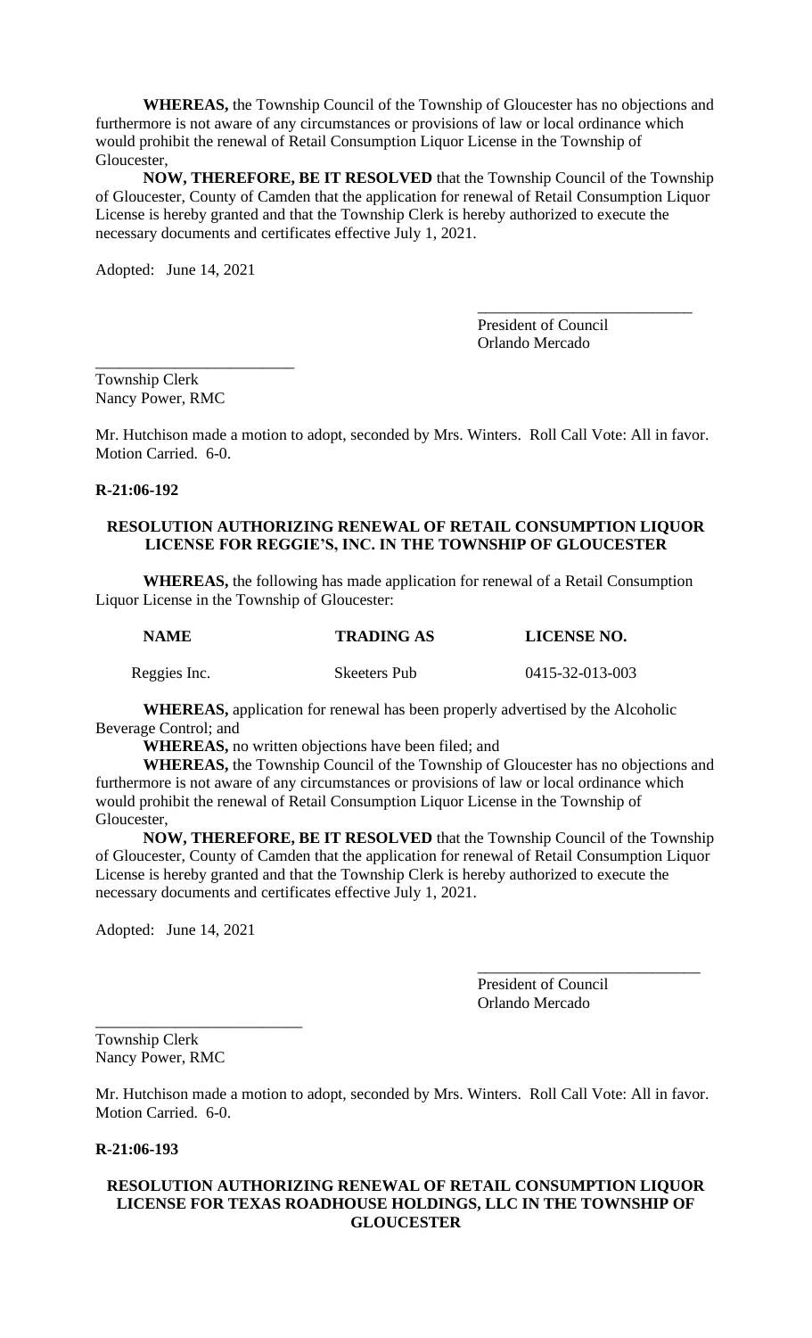**WHEREAS,** the Township Council of the Township of Gloucester has no objections and furthermore is not aware of any circumstances or provisions of law or local ordinance which would prohibit the renewal of Retail Consumption Liquor License in the Township of Gloucester,

**NOW, THEREFORE, BE IT RESOLVED** that the Township Council of the Township of Gloucester, County of Camden that the application for renewal of Retail Consumption Liquor License is hereby granted and that the Township Clerk is hereby authorized to execute the necessary documents and certificates effective July 1, 2021.

Adopted: June 14, 2021

___________________________
President of Council
Orlando Mercado

_________________________
Township Clerk
Nancy Power, RMC

Mr. Hutchison made a motion to adopt, seconded by Mrs. Winters. Roll Call Vote: All in favor. Motion Carried. 6-0.

**R-21:06-192**

**RESOLUTION AUTHORIZING RENEWAL OF RETAIL CONSUMPTION LIQUOR LICENSE FOR REGGIE'S, INC. IN THE TOWNSHIP OF GLOUCESTER**

**WHEREAS,** the following has made application for renewal of a Retail Consumption Liquor License in the Township of Gloucester:

| NAME | TRADING AS | LICENSE NO. |
|---|---|---|
| Reggies Inc. | Skeeters Pub | 0415-32-013-003 |

**WHEREAS,** application for renewal has been properly advertised by the Alcoholic Beverage Control; and

**WHEREAS,** no written objections have been filed; and

**WHEREAS,** the Township Council of the Township of Gloucester has no objections and furthermore is not aware of any circumstances or provisions of law or local ordinance which would prohibit the renewal of Retail Consumption Liquor License in the Township of Gloucester,

**NOW, THEREFORE, BE IT RESOLVED** that the Township Council of the Township of Gloucester, County of Camden that the application for renewal of Retail Consumption Liquor License is hereby granted and that the Township Clerk is hereby authorized to execute the necessary documents and certificates effective July 1, 2021.

Adopted: June 14, 2021

____________________________
President of Council
Orlando Mercado

__________________________
Township Clerk
Nancy Power, RMC

Mr. Hutchison made a motion to adopt, seconded by Mrs. Winters. Roll Call Vote: All in favor. Motion Carried. 6-0.

**R-21:06-193**

**RESOLUTION AUTHORIZING RENEWAL OF RETAIL CONSUMPTION LIQUOR LICENSE FOR TEXAS ROADHOUSE HOLDINGS, LLC IN THE TOWNSHIP OF GLOUCESTER**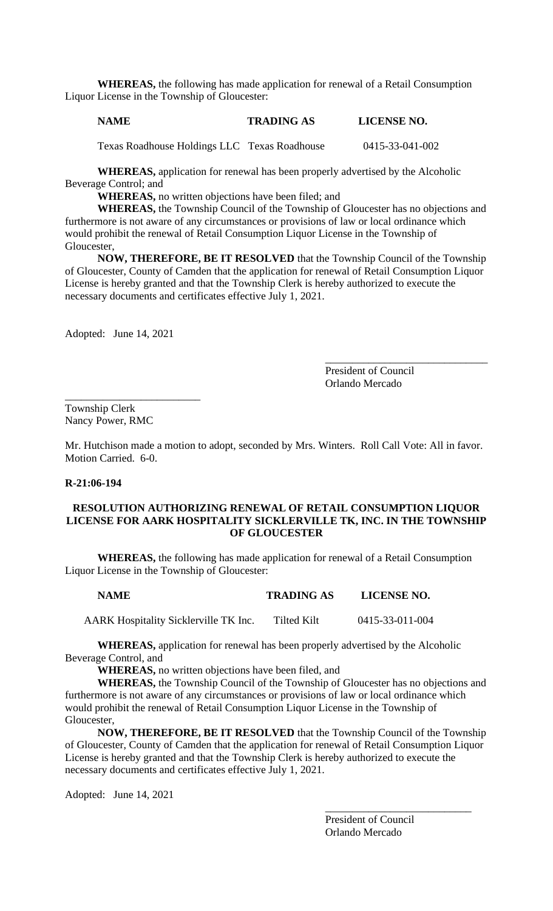**WHEREAS,** the following has made application for renewal of a Retail Consumption Liquor License in the Township of Gloucester:

| NAME | TRADING AS | LICENSE NO. |
|---|---|---|
| Texas Roadhouse Holdings LLC | Texas Roadhouse | 0415-33-041-002 |

**WHEREAS,** application for renewal has been properly advertised by the Alcoholic Beverage Control; and

**WHEREAS,** no written objections have been filed; and

**WHEREAS,** the Township Council of the Township of Gloucester has no objections and furthermore is not aware of any circumstances or provisions of law or local ordinance which would prohibit the renewal of Retail Consumption Liquor License in the Township of Gloucester,

**NOW, THEREFORE, BE IT RESOLVED** that the Township Council of the Township of Gloucester, County of Camden that the application for renewal of Retail Consumption Liquor License is hereby granted and that the Township Clerk is hereby authorized to execute the necessary documents and certificates effective July 1, 2021.

Adopted: June 14, 2021

_______________________________
President of Council
Orlando Mercado

_________________________
Township Clerk
Nancy Power, RMC

Mr. Hutchison made a motion to adopt, seconded by Mrs. Winters. Roll Call Vote: All in favor. Motion Carried. 6-0.

**R-21:06-194**

**RESOLUTION AUTHORIZING RENEWAL OF RETAIL CONSUMPTION LIQUOR LICENSE FOR AARK HOSPITALITY SICKLERVILLE TK, INC. IN THE TOWNSHIP OF GLOUCESTER**

**WHEREAS,** the following has made application for renewal of a Retail Consumption Liquor License in the Township of Gloucester:

| NAME | TRADING AS | LICENSE NO. |
|---|---|---|
| AARK Hospitality Sicklerville TK Inc. | Tilted Kilt | 0415-33-011-004 |

**WHEREAS,** application for renewal has been properly advertised by the Alcoholic Beverage Control, and

**WHEREAS,** no written objections have been filed, and

**WHEREAS,** the Township Council of the Township of Gloucester has no objections and furthermore is not aware of any circumstances or provisions of law or local ordinance which would prohibit the renewal of Retail Consumption Liquor License in the Township of Gloucester,

**NOW, THEREFORE, BE IT RESOLVED** that the Township Council of the Township of Gloucester, County of Camden that the application for renewal of Retail Consumption Liquor License is hereby granted and that the Township Clerk is hereby authorized to execute the necessary documents and certificates effective July 1, 2021.

Adopted: June 14, 2021

_____________________________
President of Council
Orlando Mercado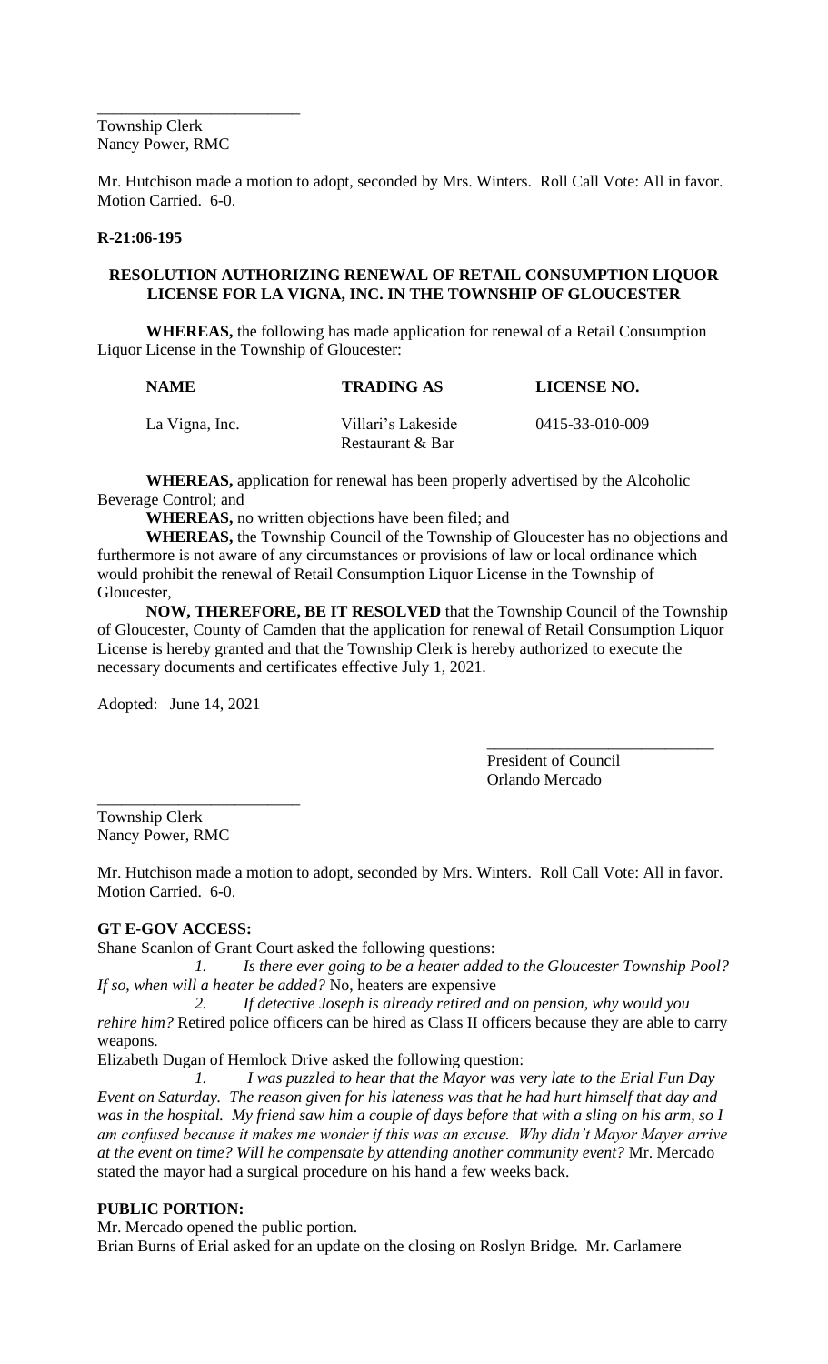\_\_\_\_\_\_\_\_\_\_\_\_\_\_\_\_\_\_\_\_\_\_\_\_\_

Township Clerk
Nancy Power, RMC

Mr. Hutchison made a motion to adopt, seconded by Mrs. Winters. Roll Call Vote: All in favor. Motion Carried. 6-0.

**R-21:06-195**

**RESOLUTION AUTHORIZING RENEWAL OF RETAIL CONSUMPTION LIQUOR LICENSE FOR LA VIGNA, INC. IN THE TOWNSHIP OF GLOUCESTER**

**WHEREAS,** the following has made application for renewal of a Retail Consumption Liquor License in the Township of Gloucester:

| NAME | TRADING AS | LICENSE NO. |
|---|---|---|
| La Vigna, Inc. | Villari's Lakeside Restaurant & Bar | 0415-33-010-009 |

**WHEREAS,** application for renewal has been properly advertised by the Alcoholic Beverage Control; and

**WHEREAS,** no written objections have been filed; and

**WHEREAS,** the Township Council of the Township of Gloucester has no objections and furthermore is not aware of any circumstances or provisions of law or local ordinance which would prohibit the renewal of Retail Consumption Liquor License in the Township of Gloucester,

**NOW, THEREFORE, BE IT RESOLVED** that the Township Council of the Township of Gloucester, County of Camden that the application for renewal of Retail Consumption Liquor License is hereby granted and that the Township Clerk is hereby authorized to execute the necessary documents and certificates effective July 1, 2021.

Adopted: June 14, 2021

\_\_\_\_\_\_\_\_\_\_\_\_\_\_\_\_\_\_\_\_\_\_\_\_\_\_\_\_

President of Council
Orlando Mercado

\_\_\_\_\_\_\_\_\_\_\_\_\_\_\_\_\_\_\_\_\_\_\_\_\_

Township Clerk
Nancy Power, RMC

Mr. Hutchison made a motion to adopt, seconded by Mrs. Winters. Roll Call Vote: All in favor. Motion Carried. 6-0.

**GT E-GOV ACCESS:**

Shane Scanlon of Grant Court asked the following questions:

*1. Is there ever going to be a heater added to the Gloucester Township Pool? If so, when will a heater be added?* No, heaters are expensive

*2. If detective Joseph is already retired and on pension, why would you rehire him?* Retired police officers can be hired as Class II officers because they are able to carry weapons.

Elizabeth Dugan of Hemlock Drive asked the following question:

*1. I was puzzled to hear that the Mayor was very late to the Erial Fun Day Event on Saturday. The reason given for his lateness was that he had hurt himself that day and was in the hospital. My friend saw him a couple of days before that with a sling on his arm, so I am confused because it makes me wonder if this was an excuse. Why didn't Mayor Mayer arrive at the event on time? Will he compensate by attending another community event?* Mr. Mercado stated the mayor had a surgical procedure on his hand a few weeks back.

**PUBLIC PORTION:**

Mr. Mercado opened the public portion.

Brian Burns of Erial asked for an update on the closing on Roslyn Bridge. Mr. Carlamere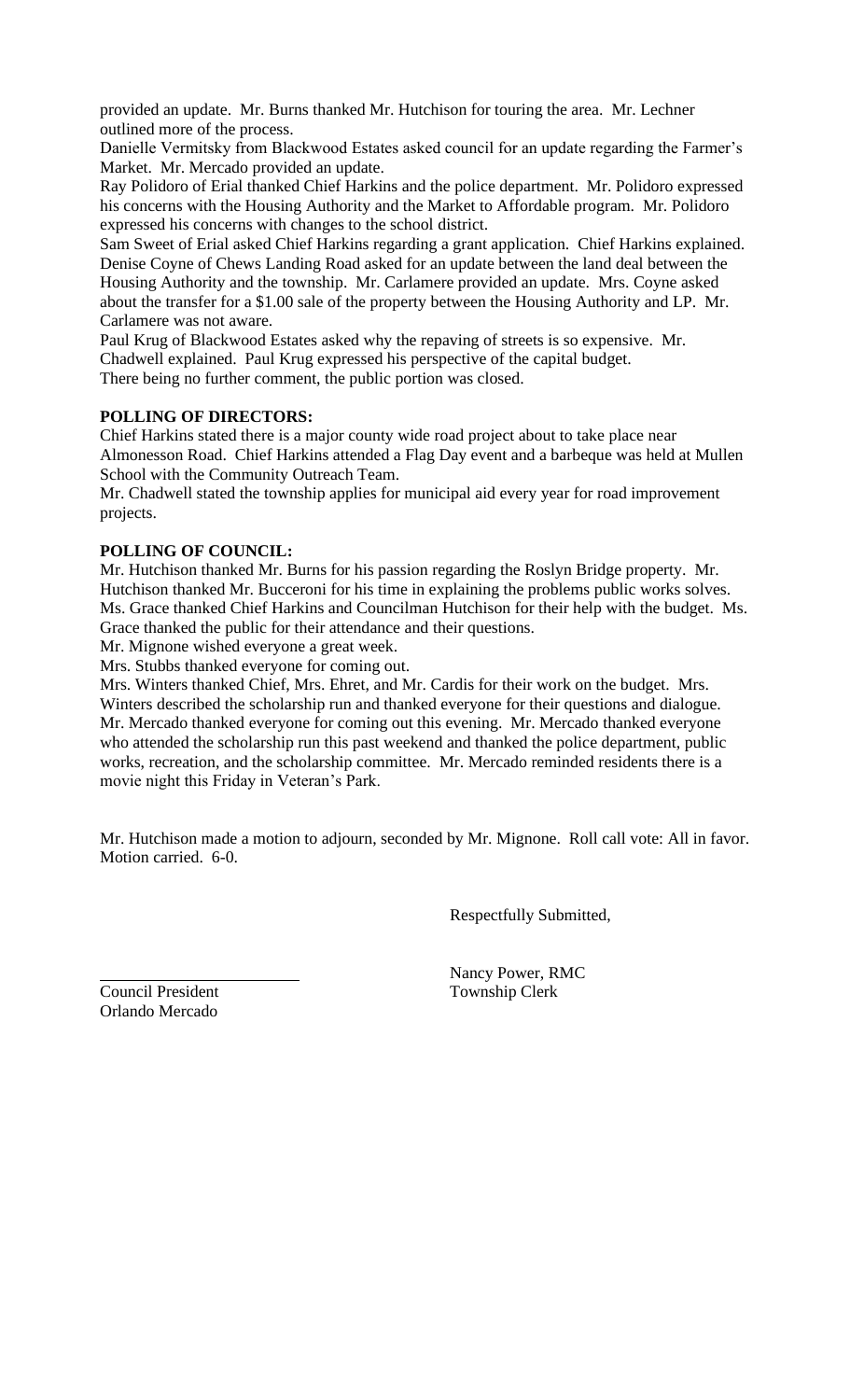provided an update. Mr. Burns thanked Mr. Hutchison for touring the area. Mr. Lechner outlined more of the process.

Danielle Vermitsky from Blackwood Estates asked council for an update regarding the Farmer's Market. Mr. Mercado provided an update.

Ray Polidoro of Erial thanked Chief Harkins and the police department. Mr. Polidoro expressed his concerns with the Housing Authority and the Market to Affordable program. Mr. Polidoro expressed his concerns with changes to the school district.

Sam Sweet of Erial asked Chief Harkins regarding a grant application. Chief Harkins explained.

Denise Coyne of Chews Landing Road asked for an update between the land deal between the Housing Authority and the township. Mr. Carlamere provided an update. Mrs. Coyne asked about the transfer for a $1.00 sale of the property between the Housing Authority and LP. Mr. Carlamere was not aware.

Paul Krug of Blackwood Estates asked why the repaving of streets is so expensive. Mr. Chadwell explained. Paul Krug expressed his perspective of the capital budget.

There being no further comment, the public portion was closed.

**POLLING OF DIRECTORS:**

Chief Harkins stated there is a major county wide road project about to take place near Almonesson Road. Chief Harkins attended a Flag Day event and a barbeque was held at Mullen School with the Community Outreach Team.

Mr. Chadwell stated the township applies for municipal aid every year for road improvement projects.

**POLLING OF COUNCIL:**

Mr. Hutchison thanked Mr. Burns for his passion regarding the Roslyn Bridge property. Mr. Hutchison thanked Mr. Bucceroni for his time in explaining the problems public works solves.

Ms. Grace thanked Chief Harkins and Councilman Hutchison for their help with the budget. Ms. Grace thanked the public for their attendance and their questions.

Mr. Mignone wished everyone a great week.

Mrs. Stubbs thanked everyone for coming out.

Mrs. Winters thanked Chief, Mrs. Ehret, and Mr. Cardis for their work on the budget. Mrs. Winters described the scholarship run and thanked everyone for their questions and dialogue.

Mr. Mercado thanked everyone for coming out this evening. Mr. Mercado thanked everyone who attended the scholarship run this past weekend and thanked the police department, public works, recreation, and the scholarship committee. Mr. Mercado reminded residents there is a movie night this Friday in Veteran's Park.

Mr. Hutchison made a motion to adjourn, seconded by Mr. Mignone. Roll call vote: All in favor. Motion carried. 6-0.

Respectfully Submitted,

Nancy Power, RMC
Township Clerk

Council President
Orlando Mercado